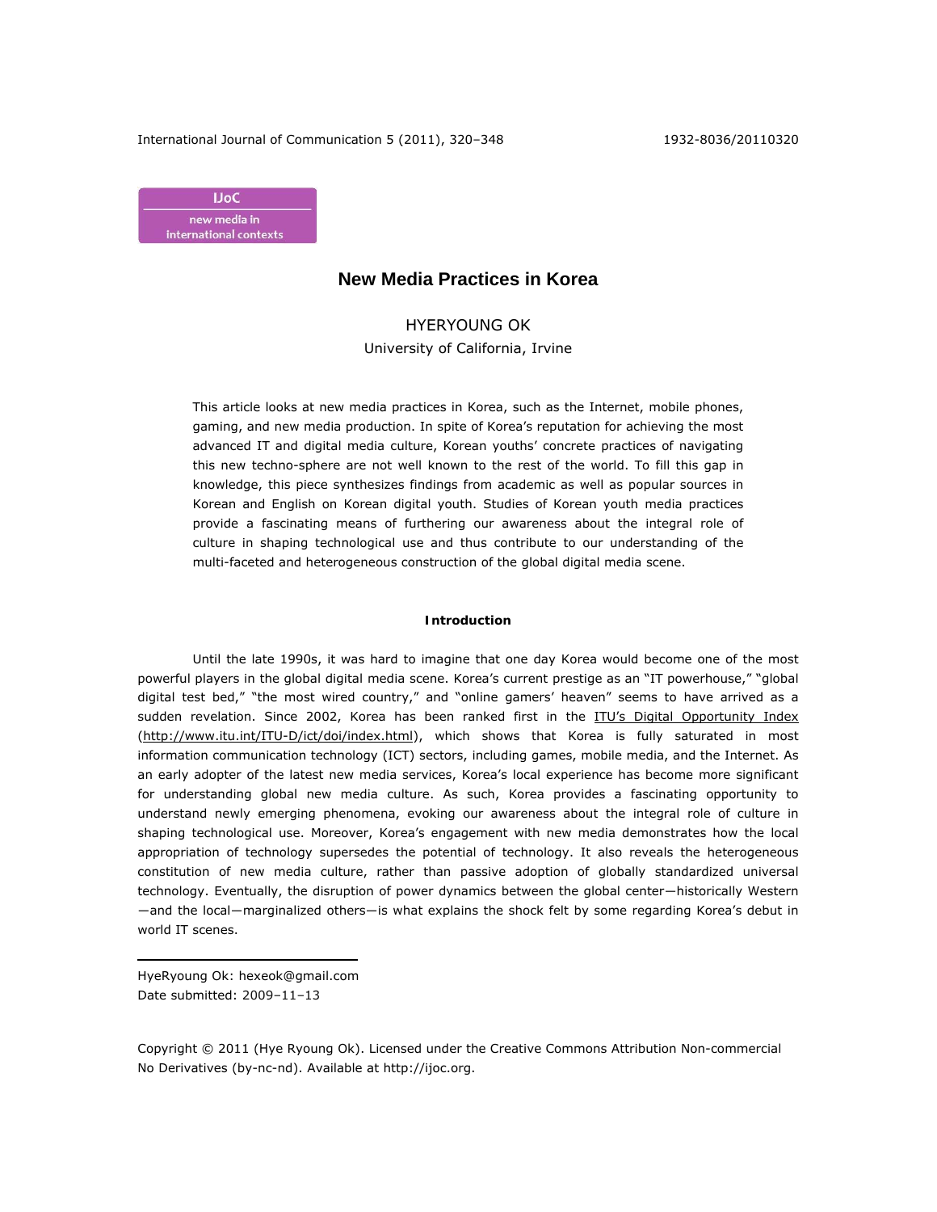IJoC
new media in
international contexts

# New Media Practices in Korea

HYERYOUNG OK
University of California, Irvine

This article looks at new media practices in Korea, such as the Internet, mobile phones, gaming, and new media production. In spite of Korea's reputation for achieving the most advanced IT and digital media culture, Korean youths' concrete practices of navigating this new techno-sphere are not well known to the rest of the world. To fill this gap in knowledge, this piece synthesizes findings from academic as well as popular sources in Korean and English on Korean digital youth. Studies of Korean youth media practices provide a fascinating means of furthering our awareness about the integral role of culture in shaping technological use and thus contribute to our understanding of the multi-faceted and heterogeneous construction of the global digital media scene.

## Introduction

Until the late 1990s, it was hard to imagine that one day Korea would become one of the most powerful players in the global digital media scene. Korea's current prestige as an "IT powerhouse," "global digital test bed," "the most wired country," and "online gamers' heaven" seems to have arrived as a sudden revelation. Since 2002, Korea has been ranked first in the ITU's Digital Opportunity Index (http://www.itu.int/ITU-D/ict/doi/index.html), which shows that Korea is fully saturated in most information communication technology (ICT) sectors, including games, mobile media, and the Internet. As an early adopter of the latest new media services, Korea's local experience has become more significant for understanding global new media culture. As such, Korea provides a fascinating opportunity to understand newly emerging phenomena, evoking our awareness about the integral role of culture in shaping technological use. Moreover, Korea's engagement with new media demonstrates how the local appropriation of technology supersedes the potential of technology. It also reveals the heterogeneous constitution of new media culture, rather than passive adoption of globally standardized universal technology. Eventually, the disruption of power dynamics between the global center—historically Western—and the local—marginalized others—is what explains the shock felt by some regarding Korea's debut in world IT scenes.

---

HyeRyoung Ok: hexeok@gmail.com
Date submitted: 2009–11–13

Copyright © 2011 (Hye Ryoung Ok). Licensed under the Creative Commons Attribution Non-commercial No Derivatives (by-nc-nd). Available at http://ijoc.org.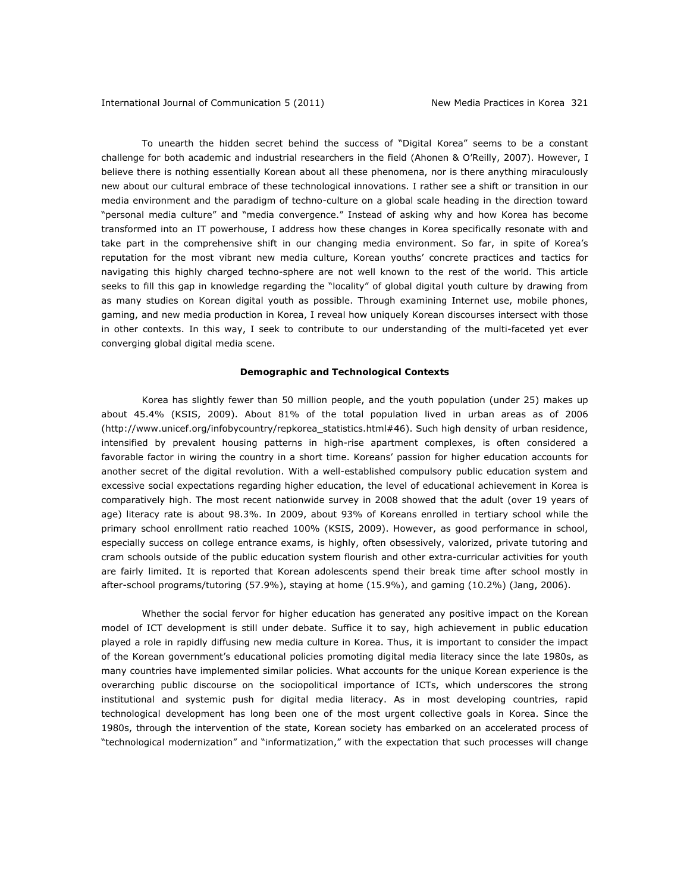To unearth the hidden secret behind the success of "Digital Korea" seems to be a constant challenge for both academic and industrial researchers in the field (Ahonen & O'Reilly, 2007). However, I believe there is nothing essentially Korean about all these phenomena, nor is there anything miraculously new about our cultural embrace of these technological innovations. I rather see a shift or transition in our media environment and the paradigm of techno-culture on a global scale heading in the direction toward "personal media culture" and "media convergence." Instead of asking why and how Korea has become transformed into an IT powerhouse, I address how these changes in Korea specifically resonate with and take part in the comprehensive shift in our changing media environment. So far, in spite of Korea's reputation for the most vibrant new media culture, Korean youths' concrete practices and tactics for navigating this highly charged techno-sphere are not well known to the rest of the world. This article seeks to fill this gap in knowledge regarding the "locality" of global digital youth culture by drawing from as many studies on Korean digital youth as possible. Through examining Internet use, mobile phones, gaming, and new media production in Korea, I reveal how uniquely Korean discourses intersect with those in other contexts. In this way, I seek to contribute to our understanding of the multi-faceted yet ever converging global digital media scene.

## Demographic and Technological Contexts

Korea has slightly fewer than 50 million people, and the youth population (under 25) makes up about 45.4% (KSIS, 2009). About 81% of the total population lived in urban areas as of 2006 (http://www.unicef.org/infobycountry/repkorea_statistics.html#46). Such high density of urban residence, intensified by prevalent housing patterns in high-rise apartment complexes, is often considered a favorable factor in wiring the country in a short time. Koreans' passion for higher education accounts for another secret of the digital revolution. With a well-established compulsory public education system and excessive social expectations regarding higher education, the level of educational achievement in Korea is comparatively high. The most recent nationwide survey in 2008 showed that the adult (over 19 years of age) literacy rate is about 98.3%. In 2009, about 93% of Koreans enrolled in tertiary school while the primary school enrollment ratio reached 100% (KSIS, 2009). However, as good performance in school, especially success on college entrance exams, is highly, often obsessively, valorized, private tutoring and cram schools outside of the public education system flourish and other extra-curricular activities for youth are fairly limited. It is reported that Korean adolescents spend their break time after school mostly in after-school programs/tutoring (57.9%), staying at home (15.9%), and gaming (10.2%) (Jang, 2006).

Whether the social fervor for higher education has generated any positive impact on the Korean model of ICT development is still under debate. Suffice it to say, high achievement in public education played a role in rapidly diffusing new media culture in Korea. Thus, it is important to consider the impact of the Korean government's educational policies promoting digital media literacy since the late 1980s, as many countries have implemented similar policies. What accounts for the unique Korean experience is the overarching public discourse on the sociopolitical importance of ICTs, which underscores the strong institutional and systemic push for digital media literacy. As in most developing countries, rapid technological development has long been one of the most urgent collective goals in Korea. Since the 1980s, through the intervention of the state, Korean society has embarked on an accelerated process of "technological modernization" and "informatization," with the expectation that such processes will change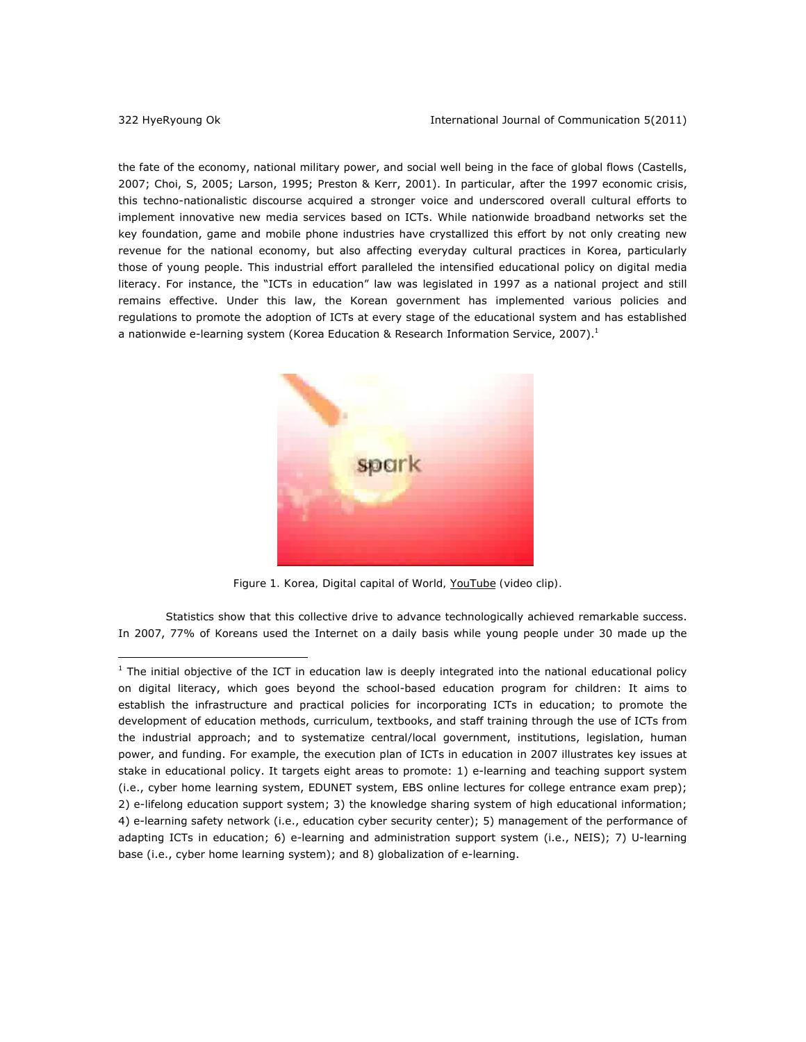the fate of the economy, national military power, and social well being in the face of global flows (Castells, 2007; Choi, S, 2005; Larson, 1995; Preston & Kerr, 2001). In particular, after the 1997 economic crisis, this techno-nationalistic discourse acquired a stronger voice and underscored overall cultural efforts to implement innovative new media services based on ICTs. While nationwide broadband networks set the key foundation, game and mobile phone industries have crystallized this effort by not only creating new revenue for the national economy, but also affecting everyday cultural practices in Korea, particularly those of young people. This industrial effort paralleled the intensified educational policy on digital media literacy. For instance, the "ICTs in education" law was legislated in 1997 as a national project and still remains effective. Under this law, the Korean government has implemented various policies and regulations to promote the adoption of ICTs at every stage of the educational system and has established a nationwide e-learning system (Korea Education & Research Information Service, 2007).[1]

Figure 1. Korea, Digital capital of World, YouTube (video clip).

Statistics show that this collective drive to advance technologically achieved remarkable success. In 2007, 77% of Koreans used the Internet on a daily basis while young people under 30 made up the

[1] The initial objective of the ICT in education law is deeply integrated into the national educational policy on digital literacy, which goes beyond the school-based education program for children: It aims to establish the infrastructure and practical policies for incorporating ICTs in education; to promote the development of education methods, curriculum, textbooks, and staff training through the use of ICTs from the industrial approach; and to systematize central/local government, institutions, legislation, human power, and funding. For example, the execution plan of ICTs in education in 2007 illustrates key issues at stake in educational policy. It targets eight areas to promote: 1) e-learning and teaching support system (i.e., cyber home learning system, EDUNET system, EBS online lectures for college entrance exam prep); 2) e-lifelong education support system; 3) the knowledge sharing system of high educational information; 4) e-learning safety network (i.e., education cyber security center); 5) management of the performance of adapting ICTs in education; 6) e-learning and administration support system (i.e., NEIS); 7) U-learning base (i.e., cyber home learning system); and 8) globalization of e-learning.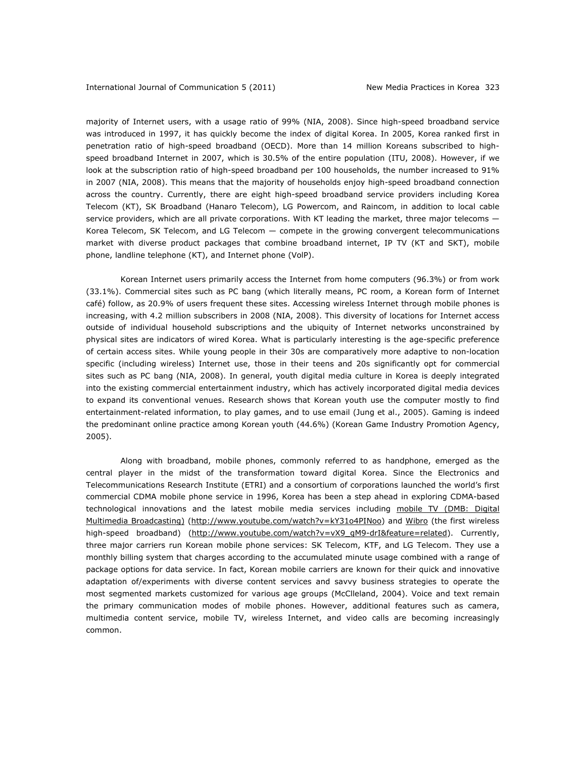majority of Internet users, with a usage ratio of 99% (NIA, 2008). Since high-speed broadband service was introduced in 1997, it has quickly become the index of digital Korea. In 2005, Korea ranked first in penetration ratio of high-speed broadband (OECD). More than 14 million Koreans subscribed to high-speed broadband Internet in 2007, which is 30.5% of the entire population (ITU, 2008). However, if we look at the subscription ratio of high-speed broadband per 100 households, the number increased to 91% in 2007 (NIA, 2008). This means that the majority of households enjoy high-speed broadband connection across the country. Currently, there are eight high-speed broadband service providers including Korea Telecom (KT), SK Broadband (Hanaro Telecom), LG Powercom, and Raincom, in addition to local cable service providers, which are all private corporations. With KT leading the market, three major telecoms — Korea Telecom, SK Telecom, and LG Telecom — compete in the growing convergent telecommunications market with diverse product packages that combine broadband internet, IP TV (KT and SKT), mobile phone, landline telephone (KT), and Internet phone (VoIP).

Korean Internet users primarily access the Internet from home computers (96.3%) or from work (33.1%). Commercial sites such as PC bang (which literally means, PC room, a Korean form of Internet café) follow, as 20.9% of users frequent these sites. Accessing wireless Internet through mobile phones is increasing, with 4.2 million subscribers in 2008 (NIA, 2008). This diversity of locations for Internet access outside of individual household subscriptions and the ubiquity of Internet networks unconstrained by physical sites are indicators of wired Korea. What is particularly interesting is the age-specific preference of certain access sites. While young people in their 30s are comparatively more adaptive to non-location specific (including wireless) Internet use, those in their teens and 20s significantly opt for commercial sites such as PC bang (NIA, 2008). In general, youth digital media culture in Korea is deeply integrated into the existing commercial entertainment industry, which has actively incorporated digital media devices to expand its conventional venues. Research shows that Korean youth use the computer mostly to find entertainment-related information, to play games, and to use email (Jung et al., 2005). Gaming is indeed the predominant online practice among Korean youth (44.6%) (Korean Game Industry Promotion Agency, 2005).

Along with broadband, mobile phones, commonly referred to as handphone, emerged as the central player in the midst of the transformation toward digital Korea. Since the Electronics and Telecommunications Research Institute (ETRI) and a consortium of corporations launched the world's first commercial CDMA mobile phone service in 1996, Korea has been a step ahead in exploring CDMA-based technological innovations and the latest mobile media services including mobile TV (DMB: Digital Multimedia Broadcasting) (http://www.youtube.com/watch?v=kY31o4PINoo) and Wibro (the first wireless high-speed broadband) (http://www.youtube.com/watch?v=vX9_gM9-drI&feature=related). Currently, three major carriers run Korean mobile phone services: SK Telecom, KTF, and LG Telecom. They use a monthly billing system that charges according to the accumulated minute usage combined with a range of package options for data service. In fact, Korean mobile carriers are known for their quick and innovative adaptation of/experiments with diverse content services and savvy business strategies to operate the most segmented markets customized for various age groups (McClleland, 2004). Voice and text remain the primary communication modes of mobile phones. However, additional features such as camera, multimedia content service, mobile TV, wireless Internet, and video calls are becoming increasingly common.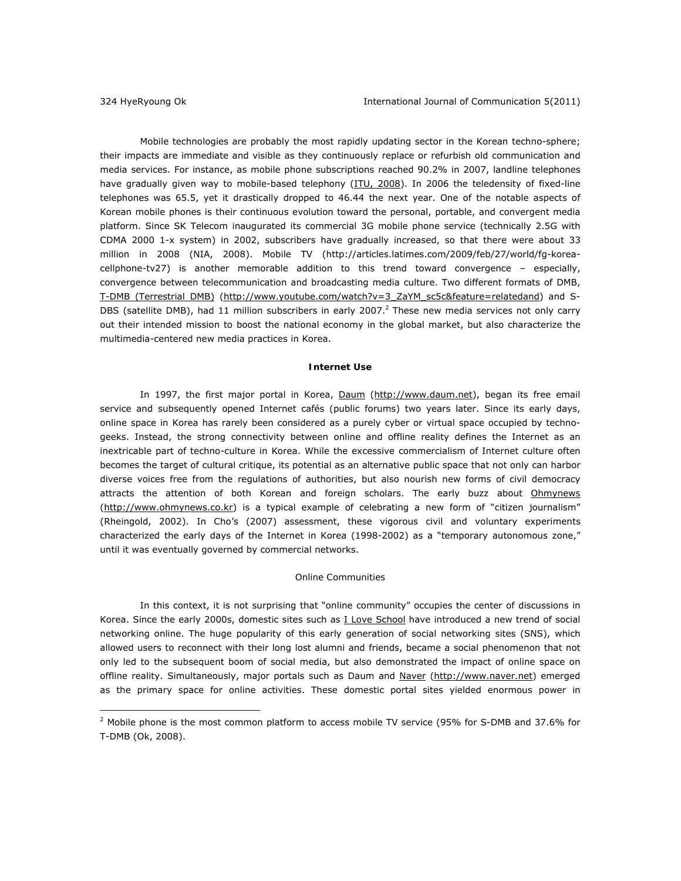Mobile technologies are probably the most rapidly updating sector in the Korean techno-sphere; their impacts are immediate and visible as they continuously replace or refurbish old communication and media services. For instance, as mobile phone subscriptions reached 90.2% in 2007, landline telephones have gradually given way to mobile-based telephony (ITU, 2008). In 2006 the teledensity of fixed-line telephones was 65.5, yet it drastically dropped to 46.44 the next year. One of the notable aspects of Korean mobile phones is their continuous evolution toward the personal, portable, and convergent media platform. Since SK Telecom inaugurated its commercial 3G mobile phone service (technically 2.5G with CDMA 2000 1-x system) in 2002, subscribers have gradually increased, so that there were about 33 million in 2008 (NIA, 2008). Mobile TV (http://articles.latimes.com/2009/feb/27/world/fg-korea-cellphone-tv27) is another memorable addition to this trend toward convergence – especially, convergence between telecommunication and broadcasting media culture. Two different formats of DMB, T-DMB (Terrestrial DMB) (http://www.youtube.com/watch?v=3_ZaYM_sc5c&feature=relatedand) and S-DBS (satellite DMB), had 11 million subscribers in early 2007.[2] These new media services not only carry out their intended mission to boost the national economy in the global market, but also characterize the multimedia-centered new media practices in Korea.

## Internet Use

In 1997, the first major portal in Korea, Daum (http://www.daum.net), began its free email service and subsequently opened Internet cafés (public forums) two years later. Since its early days, online space in Korea has rarely been considered as a purely cyber or virtual space occupied by techno-geeks. Instead, the strong connectivity between online and offline reality defines the Internet as an inextricable part of techno-culture in Korea. While the excessive commercialism of Internet culture often becomes the target of cultural critique, its potential as an alternative public space that not only can harbor diverse voices free from the regulations of authorities, but also nourish new forms of civil democracy attracts the attention of both Korean and foreign scholars. The early buzz about Ohmynews (http://www.ohmynews.co.kr) is a typical example of celebrating a new form of "citizen journalism" (Rheingold, 2002). In Cho's (2007) assessment, these vigorous civil and voluntary experiments characterized the early days of the Internet in Korea (1998-2002) as a "temporary autonomous zone," until it was eventually governed by commercial networks.

### Online Communities

In this context, it is not surprising that "online community" occupies the center of discussions in Korea. Since the early 2000s, domestic sites such as I Love School have introduced a new trend of social networking online. The huge popularity of this early generation of social networking sites (SNS), which allowed users to reconnect with their long lost alumni and friends, became a social phenomenon that not only led to the subsequent boom of social media, but also demonstrated the impact of online space on offline reality. Simultaneously, major portals such as Daum and Naver (http://www.naver.net) emerged as the primary space for online activities. These domestic portal sites yielded enormous power in

---

[2] Mobile phone is the most common platform to access mobile TV service (95% for S-DMB and 37.6% for T-DMB (Ok, 2008).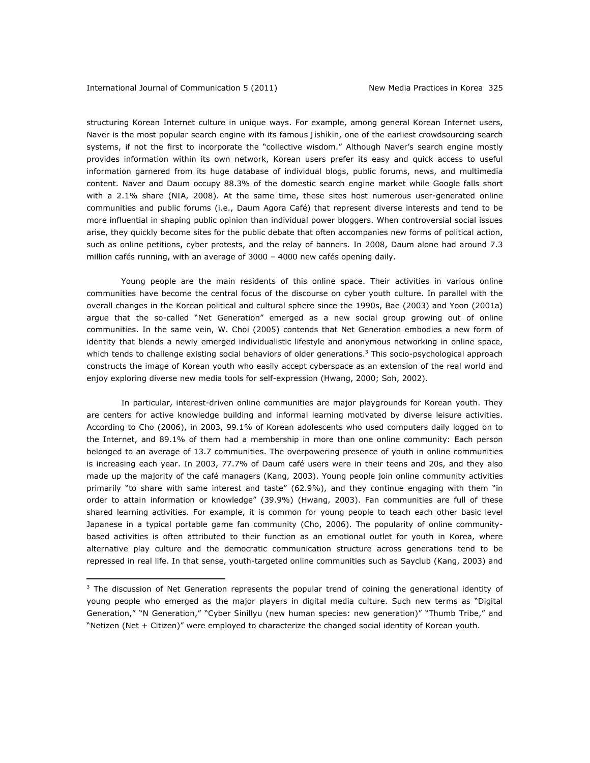structuring Korean Internet culture in unique ways. For example, among general Korean Internet users, Naver is the most popular search engine with its famous Jishikin, one of the earliest crowdsourcing search systems, if not the first to incorporate the "collective wisdom." Although Naver's search engine mostly provides information within its own network, Korean users prefer its easy and quick access to useful information garnered from its huge database of individual blogs, public forums, news, and multimedia content. Naver and Daum occupy 88.3% of the domestic search engine market while Google falls short with a 2.1% share (NIA, 2008). At the same time, these sites host numerous user-generated online communities and public forums (i.e., Daum Agora Café) that represent diverse interests and tend to be more influential in shaping public opinion than individual power bloggers. When controversial social issues arise, they quickly become sites for the public debate that often accompanies new forms of political action, such as online petitions, cyber protests, and the relay of banners. In 2008, Daum alone had around 7.3 million cafés running, with an average of 3000 – 4000 new cafés opening daily.

Young people are the main residents of this online space. Their activities in various online communities have become the central focus of the discourse on cyber youth culture. In parallel with the overall changes in the Korean political and cultural sphere since the 1990s, Bae (2003) and Yoon (2001a) argue that the so-called "Net Generation" emerged as a new social group growing out of online communities. In the same vein, W. Choi (2005) contends that Net Generation embodies a new form of identity that blends a newly emerged individualistic lifestyle and anonymous networking in online space, which tends to challenge existing social behaviors of older generations.[3] This socio-psychological approach constructs the image of Korean youth who easily accept cyberspace as an extension of the real world and enjoy exploring diverse new media tools for self-expression (Hwang, 2000; Soh, 2002).

In particular, interest-driven online communities are major playgrounds for Korean youth. They are centers for active knowledge building and informal learning motivated by diverse leisure activities. According to Cho (2006), in 2003, 99.1% of Korean adolescents who used computers daily logged on to the Internet, and 89.1% of them had a membership in more than one online community: Each person belonged to an average of 13.7 communities. The overpowering presence of youth in online communities is increasing each year. In 2003, 77.7% of Daum café users were in their teens and 20s, and they also made up the majority of the café managers (Kang, 2003). Young people join online community activities primarily "to share with same interest and taste" (62.9%), and they continue engaging with them "in order to attain information or knowledge" (39.9%) (Hwang, 2003). Fan communities are full of these shared learning activities. For example, it is common for young people to teach each other basic level Japanese in a typical portable game fan community (Cho, 2006). The popularity of online community-based activities is often attributed to their function as an emotional outlet for youth in Korea, where alternative play culture and the democratic communication structure across generations tend to be repressed in real life. In that sense, youth-targeted online communities such as Sayclub (Kang, 2003) and

---

[3] The discussion of Net Generation represents the popular trend of coining the generational identity of young people who emerged as the major players in digital media culture. Such new terms as "Digital Generation," "N Generation," "Cyber Sinillyu (new human species: new generation)" "Thumb Tribe," and "Netizen (Net + Citizen)" were employed to characterize the changed social identity of Korean youth.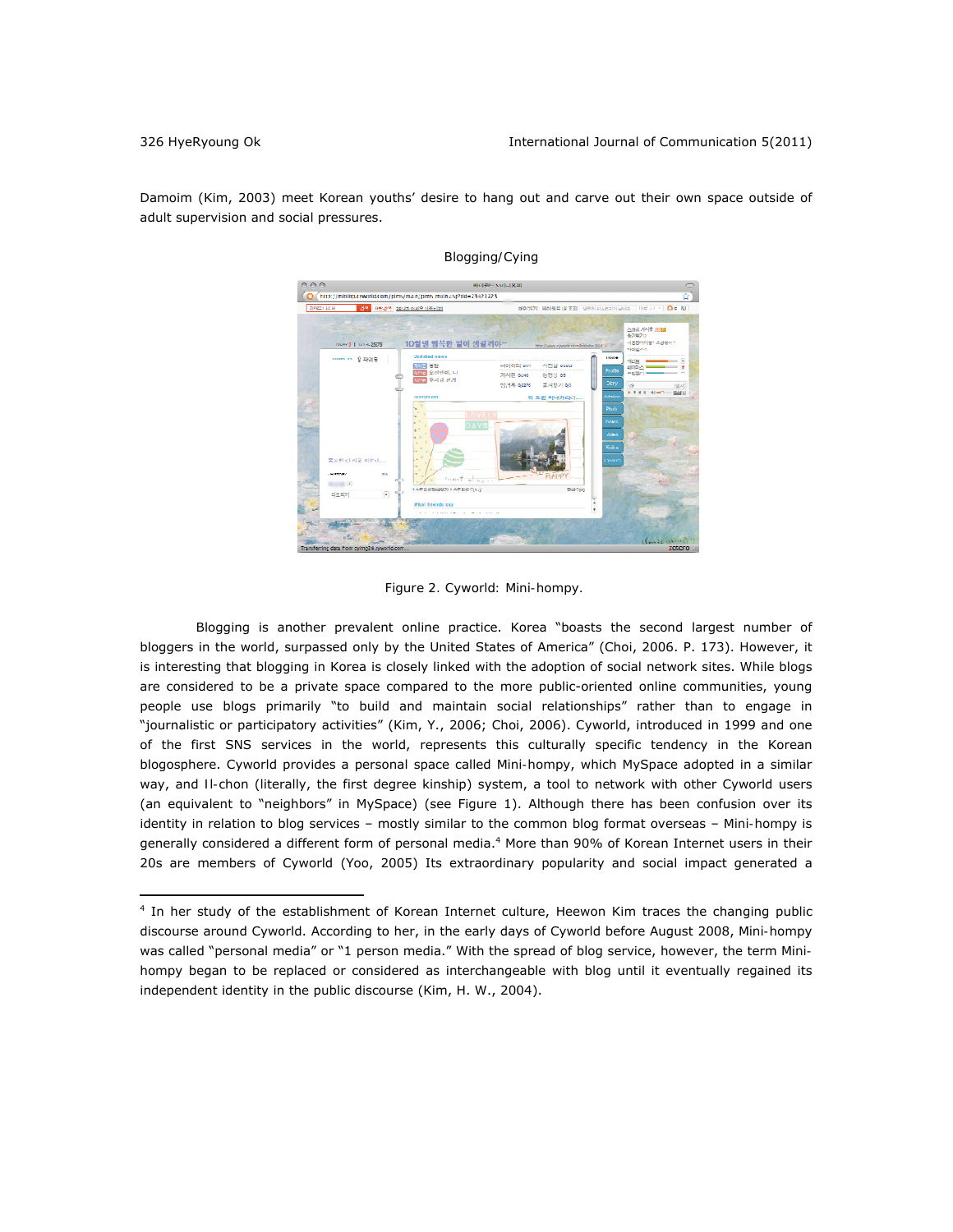Damoim (Kim, 2003) meet Korean youths' desire to hang out and carve out their own space outside of adult supervision and social pressures.

### Blogging/Cying

Figure 2. Cyworld: Mini-hompy.

Blogging is another prevalent online practice. Korea "boasts the second largest number of bloggers in the world, surpassed only by the United States of America" (Choi, 2006. P. 173). However, it is interesting that blogging in Korea is closely linked with the adoption of social network sites. While blogs are considered to be a private space compared to the more public-oriented online communities, young people use blogs primarily "to build and maintain social relationships" rather than to engage in "journalistic or participatory activities" (Kim, Y., 2006; Choi, 2006). Cyworld, introduced in 1999 and one of the first SNS services in the world, represents this culturally specific tendency in the Korean blogosphere. Cyworld provides a personal space called Mini-hompy, which MySpace adopted in a similar way, and Il-chon (literally, the first degree kinship) system, a tool to network with other Cyworld users (an equivalent to "neighbors" in MySpace) (see Figure 1). Although there has been confusion over its identity in relation to blog services – mostly similar to the common blog format overseas – Mini-hompy is generally considered a different form of personal media.[4] More than 90% of Korean Internet users in their 20s are members of Cyworld (Yoo, 2005) Its extraordinary popularity and social impact generated a

---

[4] In her study of the establishment of Korean Internet culture, Heewon Kim traces the changing public discourse around Cyworld. According to her, in the early days of Cyworld before August 2008, Mini-hompy was called "personal media" or "1 person media." With the spread of blog service, however, the term Mini-hompy began to be replaced or considered as interchangeable with blog until it eventually regained its independent identity in the public discourse (Kim, H. W., 2004).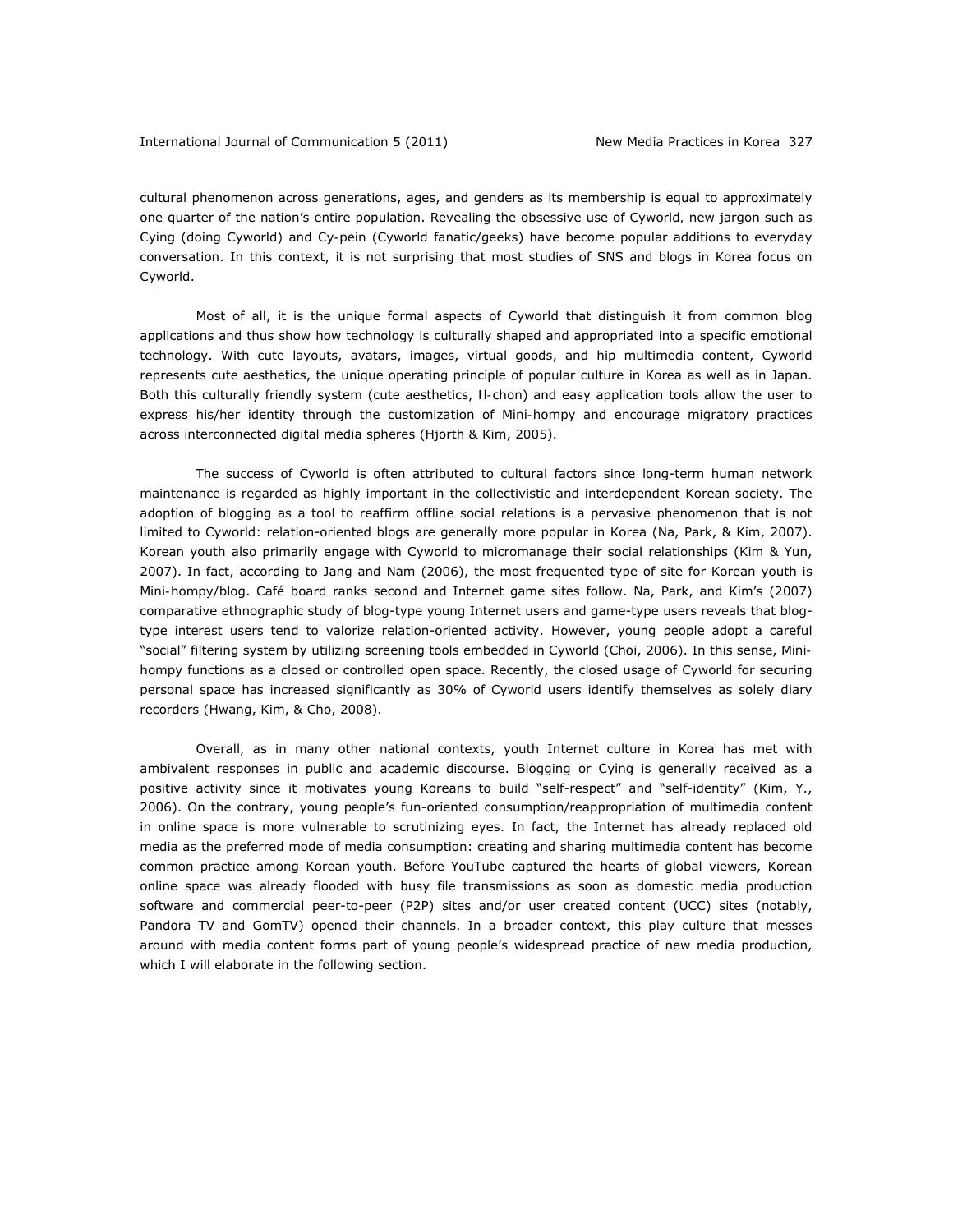cultural phenomenon across generations, ages, and genders as its membership is equal to approximately one quarter of the nation's entire population. Revealing the obsessive use of Cyworld, new jargon such as Cying (doing Cyworld) and Cy-pein (Cyworld fanatic/geeks) have become popular additions to everyday conversation. In this context, it is not surprising that most studies of SNS and blogs in Korea focus on Cyworld.

Most of all, it is the unique formal aspects of Cyworld that distinguish it from common blog applications and thus show how technology is culturally shaped and appropriated into a specific emotional technology. With cute layouts, avatars, images, virtual goods, and hip multimedia content, Cyworld represents cute aesthetics, the unique operating principle of popular culture in Korea as well as in Japan. Both this culturally friendly system (cute aesthetics, Il-chon) and easy application tools allow the user to express his/her identity through the customization of Mini-hompy and encourage migratory practices across interconnected digital media spheres (Hjorth & Kim, 2005).

The success of Cyworld is often attributed to cultural factors since long-term human network maintenance is regarded as highly important in the collectivistic and interdependent Korean society. The adoption of blogging as a tool to reaffirm offline social relations is a pervasive phenomenon that is not limited to Cyworld: relation-oriented blogs are generally more popular in Korea (Na, Park, & Kim, 2007). Korean youth also primarily engage with Cyworld to micromanage their social relationships (Kim & Yun, 2007). In fact, according to Jang and Nam (2006), the most frequented type of site for Korean youth is Mini-hompy/blog. Café board ranks second and Internet game sites follow. Na, Park, and Kim's (2007) comparative ethnographic study of blog-type young Internet users and game-type users reveals that blog-type interest users tend to valorize relation-oriented activity. However, young people adopt a careful "social" filtering system by utilizing screening tools embedded in Cyworld (Choi, 2006). In this sense, Mini-hompy functions as a closed or controlled open space. Recently, the closed usage of Cyworld for securing personal space has increased significantly as 30% of Cyworld users identify themselves as solely diary recorders (Hwang, Kim, & Cho, 2008).

Overall, as in many other national contexts, youth Internet culture in Korea has met with ambivalent responses in public and academic discourse. Blogging or Cying is generally received as a positive activity since it motivates young Koreans to build "self-respect" and "self-identity" (Kim, Y., 2006). On the contrary, young people's fun-oriented consumption/reappropriation of multimedia content in online space is more vulnerable to scrutinizing eyes. In fact, the Internet has already replaced old media as the preferred mode of media consumption: creating and sharing multimedia content has become common practice among Korean youth. Before YouTube captured the hearts of global viewers, Korean online space was already flooded with busy file transmissions as soon as domestic media production software and commercial peer-to-peer (P2P) sites and/or user created content (UCC) sites (notably, Pandora TV and GomTV) opened their channels. In a broader context, this play culture that messes around with media content forms part of young people's widespread practice of new media production, which I will elaborate in the following section.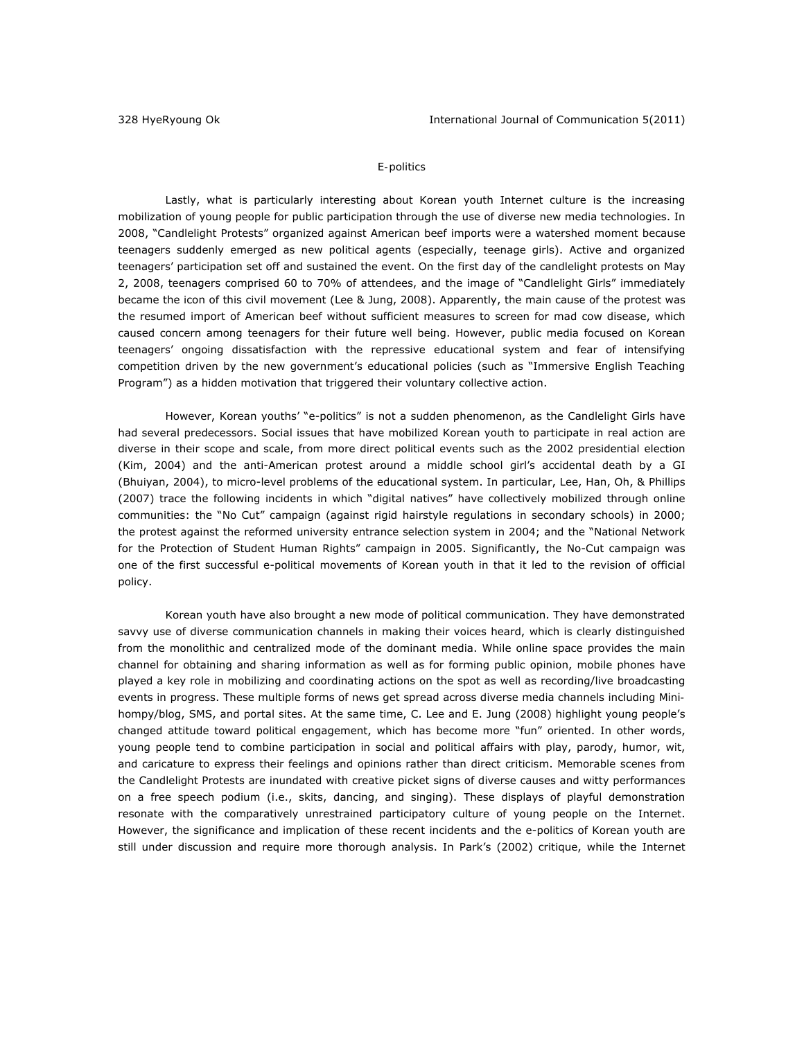## E-politics

Lastly, what is particularly interesting about Korean youth Internet culture is the increasing mobilization of young people for public participation through the use of diverse new media technologies. In 2008, "Candlelight Protests" organized against American beef imports were a watershed moment because teenagers suddenly emerged as new political agents (especially, teenage girls). Active and organized teenagers' participation set off and sustained the event. On the first day of the candlelight protests on May 2, 2008, teenagers comprised 60 to 70% of attendees, and the image of "Candlelight Girls" immediately became the icon of this civil movement (Lee & Jung, 2008). Apparently, the main cause of the protest was the resumed import of American beef without sufficient measures to screen for mad cow disease, which caused concern among teenagers for their future well being. However, public media focused on Korean teenagers' ongoing dissatisfaction with the repressive educational system and fear of intensifying competition driven by the new government's educational policies (such as "Immersive English Teaching Program") as a hidden motivation that triggered their voluntary collective action.

However, Korean youths' "e-politics" is not a sudden phenomenon, as the Candlelight Girls have had several predecessors. Social issues that have mobilized Korean youth to participate in real action are diverse in their scope and scale, from more direct political events such as the 2002 presidential election (Kim, 2004) and the anti-American protest around a middle school girl's accidental death by a GI (Bhuiyan, 2004), to micro-level problems of the educational system. In particular, Lee, Han, Oh, & Phillips (2007) trace the following incidents in which "digital natives" have collectively mobilized through online communities: the "No Cut" campaign (against rigid hairstyle regulations in secondary schools) in 2000; the protest against the reformed university entrance selection system in 2004; and the "National Network for the Protection of Student Human Rights" campaign in 2005. Significantly, the No-Cut campaign was one of the first successful e-political movements of Korean youth in that it led to the revision of official policy.

Korean youth have also brought a new mode of political communication. They have demonstrated savvy use of diverse communication channels in making their voices heard, which is clearly distinguished from the monolithic and centralized mode of the dominant media. While online space provides the main channel for obtaining and sharing information as well as for forming public opinion, mobile phones have played a key role in mobilizing and coordinating actions on the spot as well as recording/live broadcasting events in progress. These multiple forms of news get spread across diverse media channels including Mini-hompy/blog, SMS, and portal sites. At the same time, C. Lee and E. Jung (2008) highlight young people's changed attitude toward political engagement, which has become more "fun" oriented. In other words, young people tend to combine participation in social and political affairs with play, parody, humor, wit, and caricature to express their feelings and opinions rather than direct criticism. Memorable scenes from the Candlelight Protests are inundated with creative picket signs of diverse causes and witty performances on a free speech podium (i.e., skits, dancing, and singing). These displays of playful demonstration resonate with the comparatively unrestrained participatory culture of young people on the Internet. However, the significance and implication of these recent incidents and the e-politics of Korean youth are still under discussion and require more thorough analysis. In Park's (2002) critique, while the Internet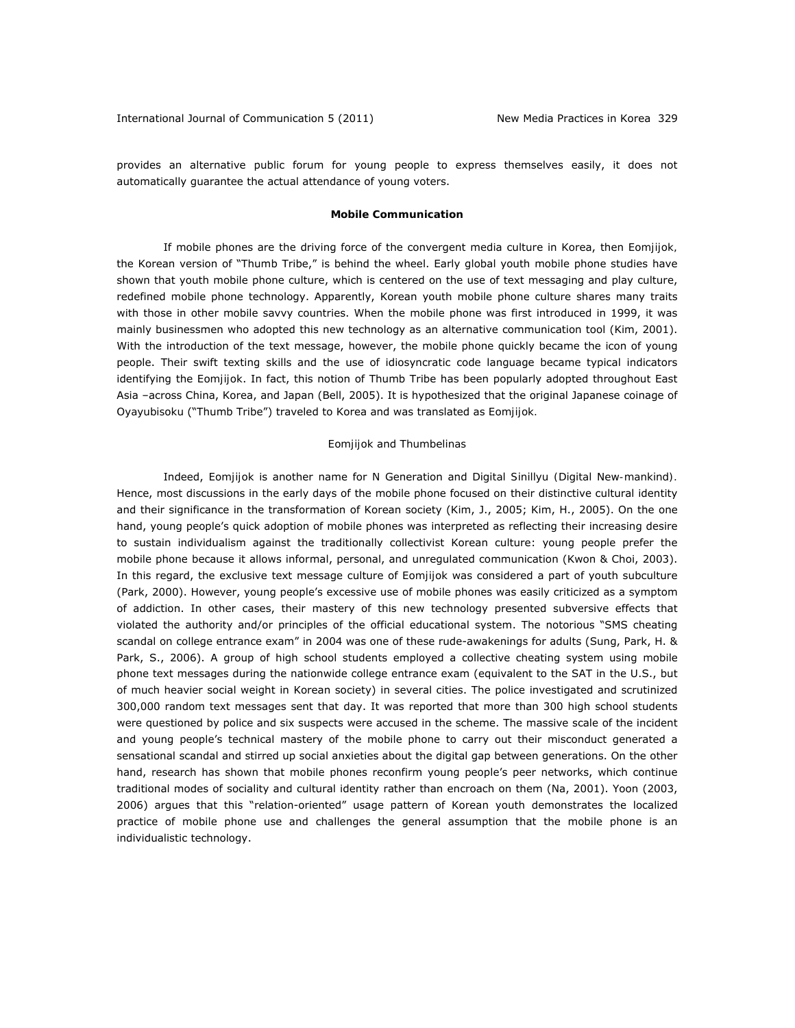provides an alternative public forum for young people to express themselves easily, it does not automatically guarantee the actual attendance of young voters.

## Mobile Communication

If mobile phones are the driving force of the convergent media culture in Korea, then *Eomjijok*, the Korean version of "Thumb Tribe," is behind the wheel. Early global youth mobile phone studies have shown that youth mobile phone culture, which is centered on the use of text messaging and play culture, redefined mobile phone technology. Apparently, Korean youth mobile phone culture shares many traits with those in other mobile savvy countries. When the mobile phone was first introduced in 1999, it was mainly businessmen who adopted this new technology as an alternative communication tool (Kim, 2001). With the introduction of the text message, however, the mobile phone quickly became the icon of young people. Their swift texting skills and the use of idiosyncratic code language became typical indicators identifying the Eomjijok. In fact, this notion of Thumb Tribe has been popularly adopted throughout East Asia –across China, Korea, and Japan (Bell, 2005). It is hypothesized that the original Japanese coinage of *Oyayubisoku* ("Thumb Tribe") traveled to Korea and was translated as *Eomjijok*.

### Eomjijok and Thumbelinas

Indeed, Eomjijok is another name for N Generation and *Digital Sinillyu* (Digital New-mankind). Hence, most discussions in the early days of the mobile phone focused on their distinctive cultural identity and their significance in the transformation of Korean society (Kim, J., 2005; Kim, H., 2005). On the one hand, young people's quick adoption of mobile phones was interpreted as reflecting their increasing desire to sustain individualism against the traditionally collectivist Korean culture: young people prefer the mobile phone because it allows informal, personal, and unregulated communication (Kwon & Choi, 2003). In this regard, the exclusive text message culture of Eomjijok was considered a part of youth subculture (Park, 2000). However, young people's excessive use of mobile phones was easily criticized as a symptom of addiction. In other cases, their mastery of this new technology presented subversive effects that violated the authority and/or principles of the official educational system. The notorious "SMS cheating scandal on college entrance exam" in 2004 was one of these rude-awakenings for adults (Sung, Park, H. & Park, S., 2006). A group of high school students employed a collective cheating system using mobile phone text messages during the nationwide college entrance exam (equivalent to the SAT in the U.S., but of much heavier social weight in Korean society) in several cities. The police investigated and scrutinized 300,000 random text messages sent that day. It was reported that more than 300 high school students were questioned by police and six suspects were accused in the scheme. The massive scale of the incident and young people's technical mastery of the mobile phone to carry out their misconduct generated a sensational scandal and stirred up social anxieties about the digital gap between generations. On the other hand, research has shown that mobile phones reconfirm young people's peer networks, which continue traditional modes of sociality and cultural identity rather than encroach on them (Na, 2001). Yoon (2003, 2006) argues that this "relation-oriented" usage pattern of Korean youth demonstrates the localized practice of mobile phone use and challenges the general assumption that the mobile phone is an individualistic technology.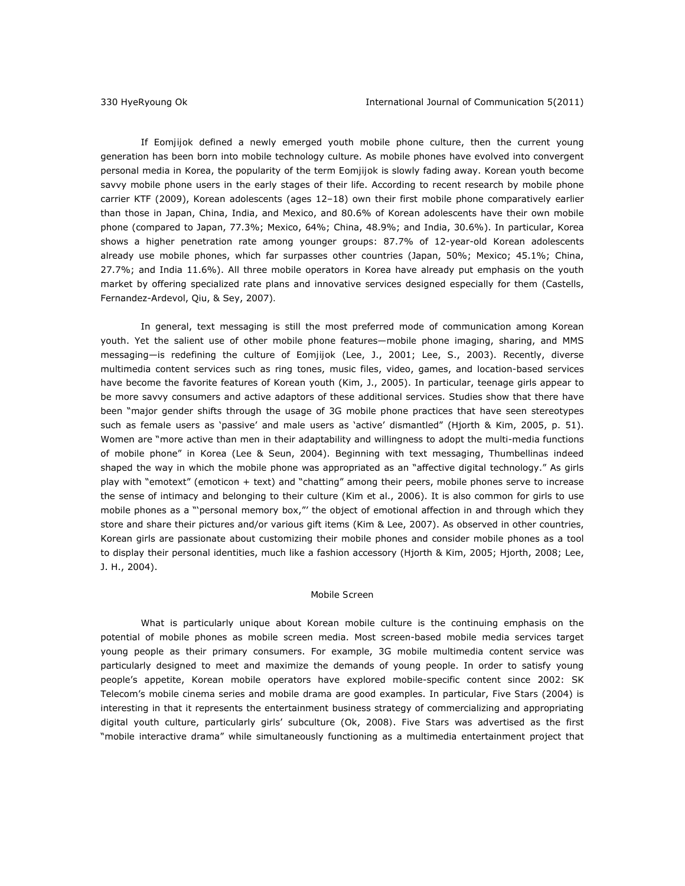If Eomjijok defined a newly emerged youth mobile phone culture, then the current young generation has been born into mobile technology culture. As mobile phones have evolved into convergent personal media in Korea, the popularity of the term Eomjijok is slowly fading away. Korean youth become savvy mobile phone users in the early stages of their life. According to recent research by mobile phone carrier KTF (2009), Korean adolescents (ages 12–18) own their first mobile phone comparatively earlier than those in Japan, China, India, and Mexico, and 80.6% of Korean adolescents have their own mobile phone (compared to Japan, 77.3%; Mexico, 64%; China, 48.9%; and India, 30.6%). In particular, Korea shows a higher penetration rate among younger groups: 87.7% of 12-year-old Korean adolescents already use mobile phones, which far surpasses other countries (Japan, 50%; Mexico; 45.1%; China, 27.7%; and India 11.6%). All three mobile operators in Korea have already put emphasis on the youth market by offering specialized rate plans and innovative services designed especially for them (Castells, Fernandez-Ardevol, Qiu, & Sey, 2007).

In general, text messaging is still the most preferred mode of communication among Korean youth. Yet the salient use of other mobile phone features—mobile phone imaging, sharing, and MMS messaging—is redefining the culture of Eomjijok (Lee, J., 2001; Lee, S., 2003). Recently, diverse multimedia content services such as ring tones, music files, video, games, and location-based services have become the favorite features of Korean youth (Kim, J., 2005). In particular, teenage girls appear to be more savvy consumers and active adaptors of these additional services. Studies show that there have been "major gender shifts through the usage of 3G mobile phone practices that have seen stereotypes such as female users as 'passive' and male users as 'active' dismantled" (Hjorth & Kim, 2005, p. 51). Women are "more active than men in their adaptability and willingness to adopt the multi-media functions of mobile phone" in Korea (Lee & Seun, 2004). Beginning with text messaging, Thumbellinas indeed shaped the way in which the mobile phone was appropriated as an "affective digital technology." As girls play with "emotext" (emoticon + text) and "chatting" among their peers, mobile phones serve to increase the sense of intimacy and belonging to their culture (Kim et al., 2006). It is also common for girls to use mobile phones as a "'personal memory box,"' the object of emotional affection in and through which they store and share their pictures and/or various gift items (Kim & Lee, 2007). As observed in other countries, Korean girls are passionate about customizing their mobile phones and consider mobile phones as a tool to display their personal identities, much like a fashion accessory (Hjorth & Kim, 2005; Hjorth, 2008; Lee, J. H., 2004).

## Mobile Screen

What is particularly unique about Korean mobile culture is the continuing emphasis on the potential of mobile phones as mobile screen media. Most screen-based mobile media services target young people as their primary consumers. For example, 3G mobile multimedia content service was particularly designed to meet and maximize the demands of young people. In order to satisfy young people's appetite, Korean mobile operators have explored mobile-specific content since 2002: SK Telecom's mobile cinema series and mobile drama are good examples. In particular, Five Stars (2004) is interesting in that it represents the entertainment business strategy of commercializing and appropriating digital youth culture, particularly girls' subculture (Ok, 2008). Five Stars was advertised as the first "mobile interactive drama" while simultaneously functioning as a multimedia entertainment project that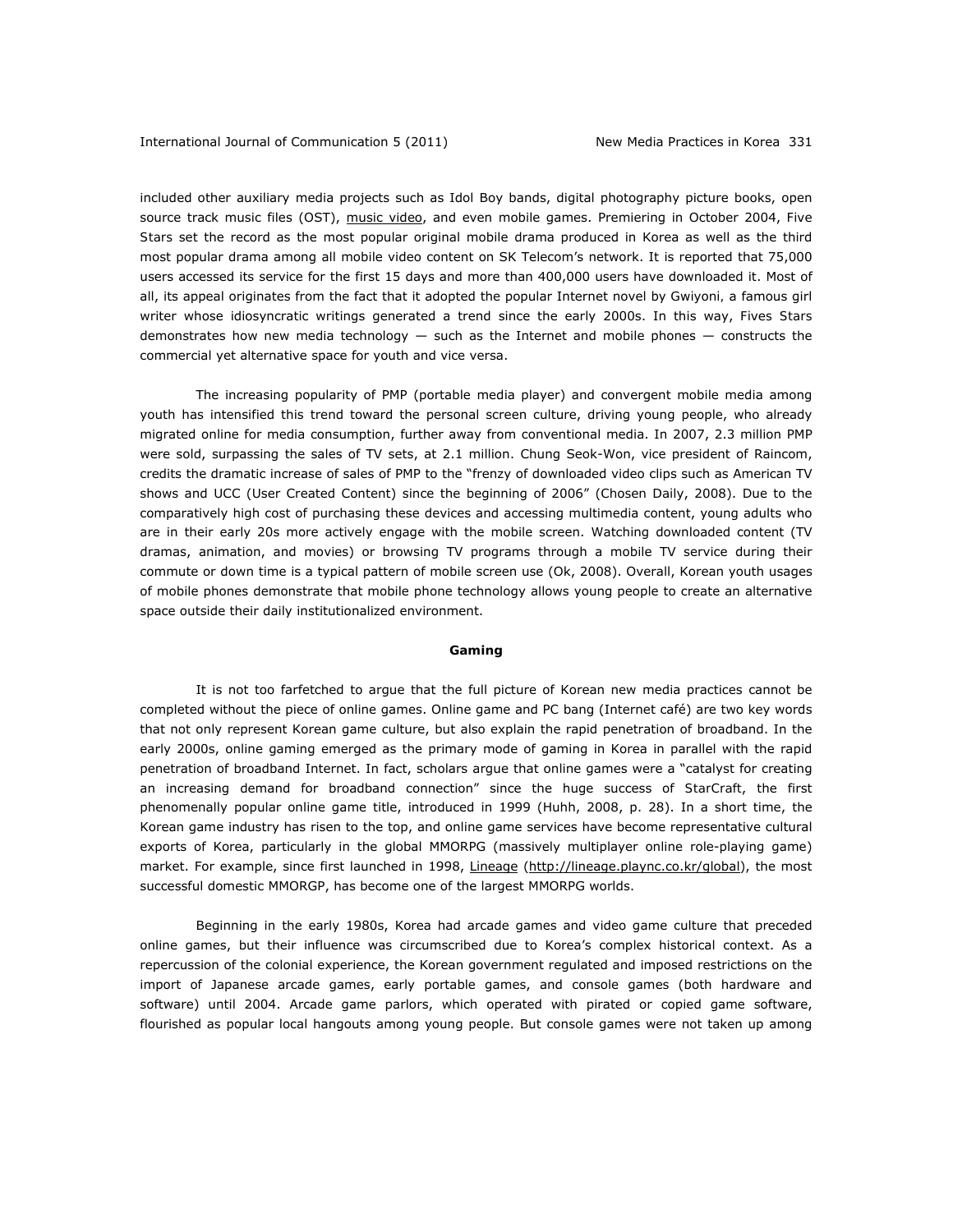included other auxiliary media projects such as Idol Boy bands, digital photography picture books, open source track music files (OST), music video, and even mobile games. Premiering in October 2004, Five Stars set the record as the most popular original mobile drama produced in Korea as well as the third most popular drama among all mobile video content on SK Telecom's network. It is reported that 75,000 users accessed its service for the first 15 days and more than 400,000 users have downloaded it. Most of all, its appeal originates from the fact that it adopted the popular Internet novel by Gwiyoni, a famous girl writer whose idiosyncratic writings generated a trend since the early 2000s. In this way, Fives Stars demonstrates how new media technology — such as the Internet and mobile phones — constructs the commercial yet alternative space for youth and vice versa.

The increasing popularity of PMP (portable media player) and convergent mobile media among youth has intensified this trend toward the personal screen culture, driving young people, who already migrated online for media consumption, further away from conventional media. In 2007, 2.3 million PMP were sold, surpassing the sales of TV sets, at 2.1 million. Chung Seok-Won, vice president of Raincom, credits the dramatic increase of sales of PMP to the "frenzy of downloaded video clips such as American TV shows and UCC (User Created Content) since the beginning of 2006" (Chosen Daily, 2008). Due to the comparatively high cost of purchasing these devices and accessing multimedia content, young adults who are in their early 20s more actively engage with the mobile screen. Watching downloaded content (TV dramas, animation, and movies) or browsing TV programs through a mobile TV service during their commute or down time is a typical pattern of mobile screen use (Ok, 2008). Overall, Korean youth usages of mobile phones demonstrate that mobile phone technology allows young people to create an alternative space outside their daily institutionalized environment.

## Gaming

It is not too farfetched to argue that the full picture of Korean new media practices cannot be completed without the piece of online games. Online game and PC bang (Internet café) are two key words that not only represent Korean game culture, but also explain the rapid penetration of broadband. In the early 2000s, online gaming emerged as the primary mode of gaming in Korea in parallel with the rapid penetration of broadband Internet. In fact, scholars argue that online games were a "catalyst for creating an increasing demand for broadband connection" since the huge success of StarCraft, the first phenomenally popular online game title, introduced in 1999 (Huhh, 2008, p. 28). In a short time, the Korean game industry has risen to the top, and online game services have become representative cultural exports of Korea, particularly in the global MMORPG (massively multiplayer online role-playing game) market. For example, since first launched in 1998, Lineage (http://lineage.plaync.co.kr/global), the most successful domestic MMORGP, has become one of the largest MMORPG worlds.

Beginning in the early 1980s, Korea had arcade games and video game culture that preceded online games, but their influence was circumscribed due to Korea's complex historical context. As a repercussion of the colonial experience, the Korean government regulated and imposed restrictions on the import of Japanese arcade games, early portable games, and console games (both hardware and software) until 2004. Arcade game parlors, which operated with pirated or copied game software, flourished as popular local hangouts among young people. But console games were not taken up among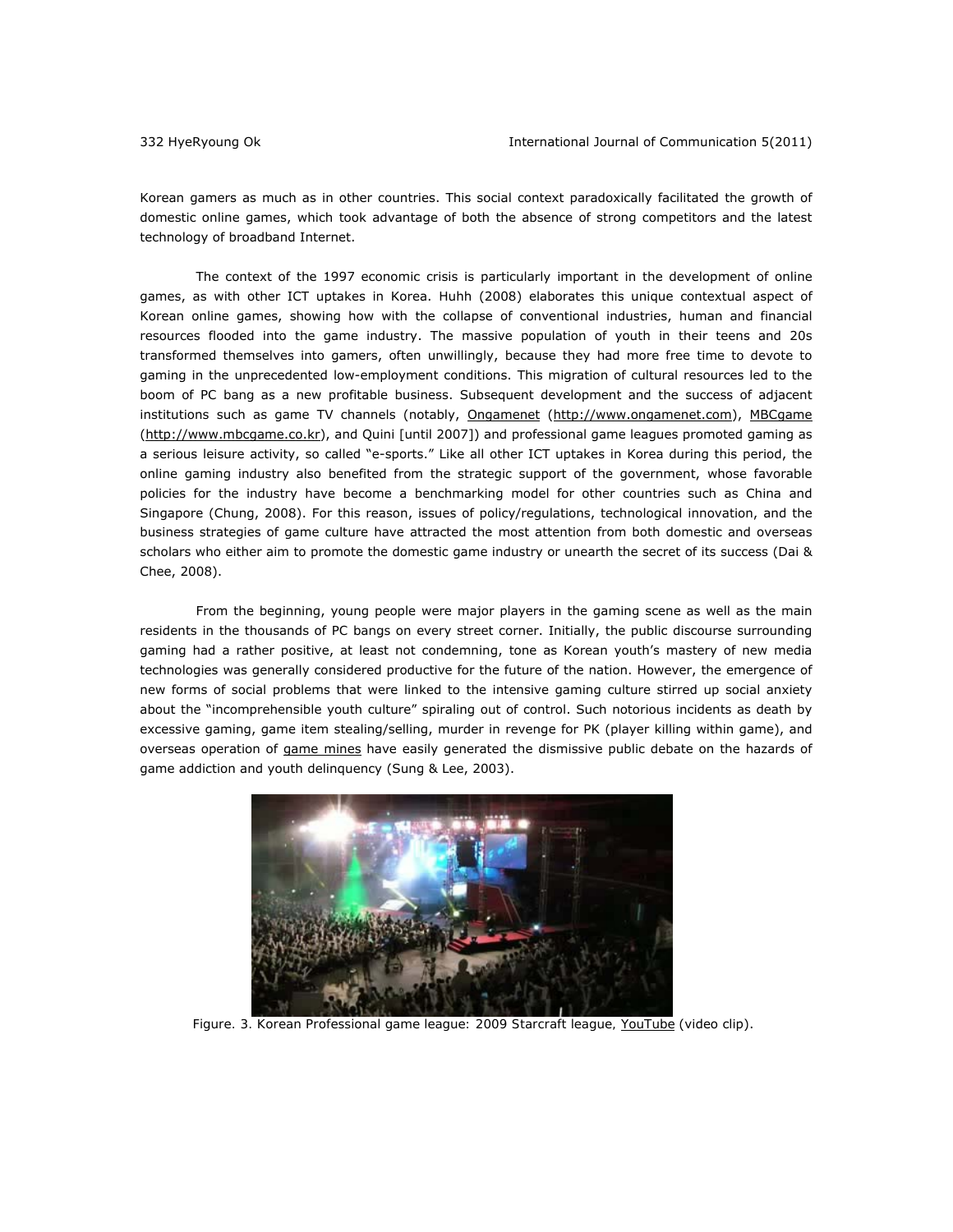Korean gamers as much as in other countries. This social context paradoxically facilitated the growth of domestic online games, which took advantage of both the absence of strong competitors and the latest technology of broadband Internet.

The context of the 1997 economic crisis is particularly important in the development of online games, as with other ICT uptakes in Korea. Huhh (2008) elaborates this unique contextual aspect of Korean online games, showing how with the collapse of conventional industries, human and financial resources flooded into the game industry. The massive population of youth in their teens and 20s transformed themselves into gamers, often unwillingly, because they had more free time to devote to gaming in the unprecedented low-employment conditions. This migration of cultural resources led to the boom of PC bang as a new profitable business. Subsequent development and the success of adjacent institutions such as game TV channels (notably, Ongamenet (http://www.ongamenet.com), MBCgame (http://www.mbcgame.co.kr), and Quini [until 2007]) and professional game leagues promoted gaming as a serious leisure activity, so called "e-sports." Like all other ICT uptakes in Korea during this period, the online gaming industry also benefited from the strategic support of the government, whose favorable policies for the industry have become a benchmarking model for other countries such as China and Singapore (Chung, 2008). For this reason, issues of policy/regulations, technological innovation, and the business strategies of game culture have attracted the most attention from both domestic and overseas scholars who either aim to promote the domestic game industry or unearth the secret of its success (Dai & Chee, 2008).

From the beginning, young people were major players in the gaming scene as well as the main residents in the thousands of PC bangs on every street corner. Initially, the public discourse surrounding gaming had a rather positive, at least not condemning, tone as Korean youth's mastery of new media technologies was generally considered productive for the future of the nation. However, the emergence of new forms of social problems that were linked to the intensive gaming culture stirred up social anxiety about the "incomprehensible youth culture" spiraling out of control. Such notorious incidents as death by excessive gaming, game item stealing/selling, murder in revenge for PK (player killing within game), and overseas operation of game mines have easily generated the dismissive public debate on the hazards of game addiction and youth delinquency (Sung & Lee, 2003).

Figure. 3. Korean Professional game league: 2009 Starcraft league, YouTube (video clip).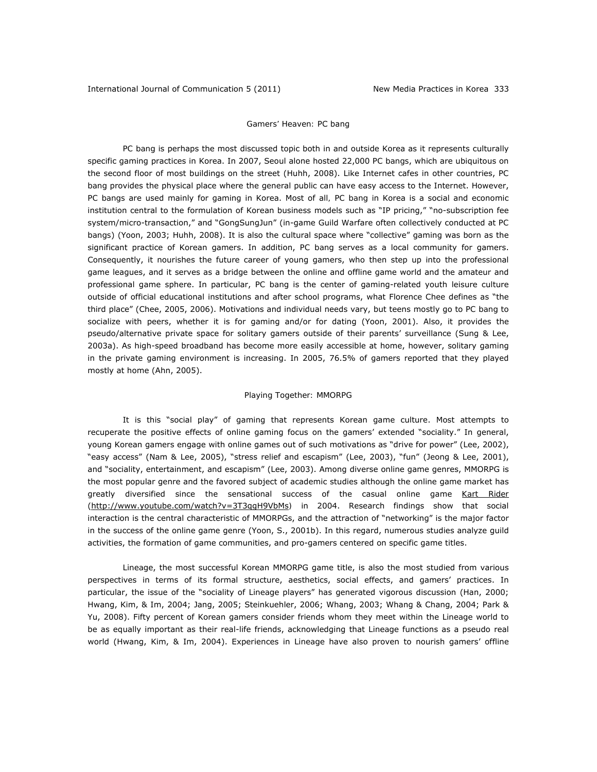## Gamers' Heaven: PC bang

PC bang is perhaps the most discussed topic both in and outside Korea as it represents culturally specific gaming practices in Korea. In 2007, Seoul alone hosted 22,000 PC bangs, which are ubiquitous on the second floor of most buildings on the street (Huhh, 2008). Like Internet cafes in other countries, PC bang provides the physical place where the general public can have easy access to the Internet. However, PC bangs are used mainly for gaming in Korea. Most of all, PC bang in Korea is a social and economic institution central to the formulation of Korean business models such as "IP pricing," "no-subscription fee system/micro-transaction," and "GongSungJun" (in-game Guild Warfare often collectively conducted at PC bangs) (Yoon, 2003; Huhh, 2008). It is also the cultural space where "collective" gaming was born as the significant practice of Korean gamers. In addition, PC bang serves as a local community for gamers. Consequently, it nourishes the future career of young gamers, who then step up into the professional game leagues, and it serves as a bridge between the online and offline game world and the amateur and professional game sphere. In particular, PC bang is the center of gaming-related youth leisure culture outside of official educational institutions and after school programs, what Florence Chee defines as "the third place" (Chee, 2005, 2006). Motivations and individual needs vary, but teens mostly go to PC bang to socialize with peers, whether it is for gaming and/or for dating (Yoon, 2001). Also, it provides the pseudo/alternative private space for solitary gamers outside of their parents' surveillance (Sung & Lee, 2003a). As high-speed broadband has become more easily accessible at home, however, solitary gaming in the private gaming environment is increasing. In 2005, 76.5% of gamers reported that they played mostly at home (Ahn, 2005).

## Playing Together: MMORPG

It is this "social play" of gaming that represents Korean game culture. Most attempts to recuperate the positive effects of online gaming focus on the gamers' extended "sociality." In general, young Korean gamers engage with online games out of such motivations as "drive for power" (Lee, 2002), "easy access" (Nam & Lee, 2005), "stress relief and escapism" (Lee, 2003), "fun" (Jeong & Lee, 2001), and "sociality, entertainment, and escapism" (Lee, 2003). Among diverse online game genres, MMORPG is the most popular genre and the favored subject of academic studies although the online game market has greatly diversified since the sensational success of the casual online game Kart Rider (http://www.youtube.com/watch?v=3T3qgH9VbMs) in 2004. Research findings show that social interaction is the central characteristic of MMORPGs, and the attraction of "networking" is the major factor in the success of the online game genre (Yoon, S., 2001b). In this regard, numerous studies analyze guild activities, the formation of game communities, and pro-gamers centered on specific game titles.

Lineage, the most successful Korean MMORPG game title, is also the most studied from various perspectives in terms of its formal structure, aesthetics, social effects, and gamers' practices. In particular, the issue of the "sociality of Lineage players" has generated vigorous discussion (Han, 2000; Hwang, Kim, & Im, 2004; Jang, 2005; Steinkuehler, 2006; Whang, 2003; Whang & Chang, 2004; Park & Yu, 2008). Fifty percent of Korean gamers consider friends whom they meet within the Lineage world to be as equally important as their real-life friends, acknowledging that Lineage functions as a pseudo real world (Hwang, Kim, & Im, 2004). Experiences in Lineage have also proven to nourish gamers' offline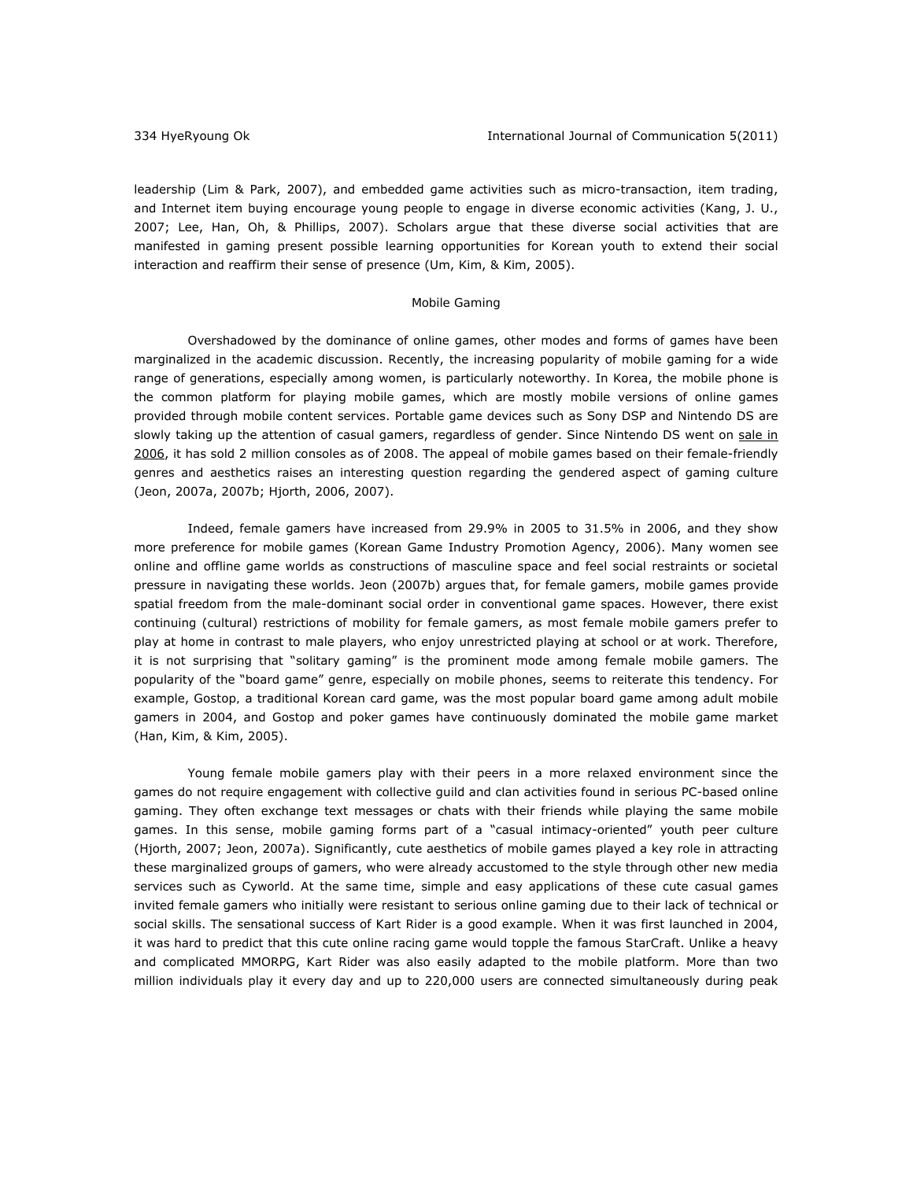leadership (Lim & Park, 2007), and embedded game activities such as micro-transaction, item trading, and Internet item buying encourage young people to engage in diverse economic activities (Kang, J. U., 2007; Lee, Han, Oh, & Phillips, 2007). Scholars argue that these diverse social activities that are manifested in gaming present possible learning opportunities for Korean youth to extend their social interaction and reaffirm their sense of presence (Um, Kim, & Kim, 2005).

## Mobile Gaming

Overshadowed by the dominance of online games, other modes and forms of games have been marginalized in the academic discussion. Recently, the increasing popularity of mobile gaming for a wide range of generations, especially among women, is particularly noteworthy. In Korea, the mobile phone is the common platform for playing mobile games, which are mostly mobile versions of online games provided through mobile content services. Portable game devices such as Sony DSP and Nintendo DS are slowly taking up the attention of casual gamers, regardless of gender. Since Nintendo DS went on sale in 2006, it has sold 2 million consoles as of 2008. The appeal of mobile games based on their female-friendly genres and aesthetics raises an interesting question regarding the gendered aspect of gaming culture (Jeon, 2007a, 2007b; Hjorth, 2006, 2007).

Indeed, female gamers have increased from 29.9% in 2005 to 31.5% in 2006, and they show more preference for mobile games (Korean Game Industry Promotion Agency, 2006). Many women see online and offline game worlds as constructions of masculine space and feel social restraints or societal pressure in navigating these worlds. Jeon (2007b) argues that, for female gamers, mobile games provide spatial freedom from the male-dominant social order in conventional game spaces. However, there exist continuing (cultural) restrictions of mobility for female gamers, as most female mobile gamers prefer to play at home in contrast to male players, who enjoy unrestricted playing at school or at work. Therefore, it is not surprising that "solitary gaming" is the prominent mode among female mobile gamers. The popularity of the "board game" genre, especially on mobile phones, seems to reiterate this tendency. For example, Gostop, a traditional Korean card game, was the most popular board game among adult mobile gamers in 2004, and Gostop and poker games have continuously dominated the mobile game market (Han, Kim, & Kim, 2005).

Young female mobile gamers play with their peers in a more relaxed environment since the games do not require engagement with collective guild and clan activities found in serious PC-based online gaming. They often exchange text messages or chats with their friends while playing the same mobile games. In this sense, mobile gaming forms part of a "casual intimacy-oriented" youth peer culture (Hjorth, 2007; Jeon, 2007a). Significantly, cute aesthetics of mobile games played a key role in attracting these marginalized groups of gamers, who were already accustomed to the style through other new media services such as Cyworld. At the same time, simple and easy applications of these cute casual games invited female gamers who initially were resistant to serious online gaming due to their lack of technical or social skills. The sensational success of Kart Rider is a good example. When it was first launched in 2004, it was hard to predict that this cute online racing game would topple the famous StarCraft. Unlike a heavy and complicated MMORPG, Kart Rider was also easily adapted to the mobile platform. More than two million individuals play it every day and up to 220,000 users are connected simultaneously during peak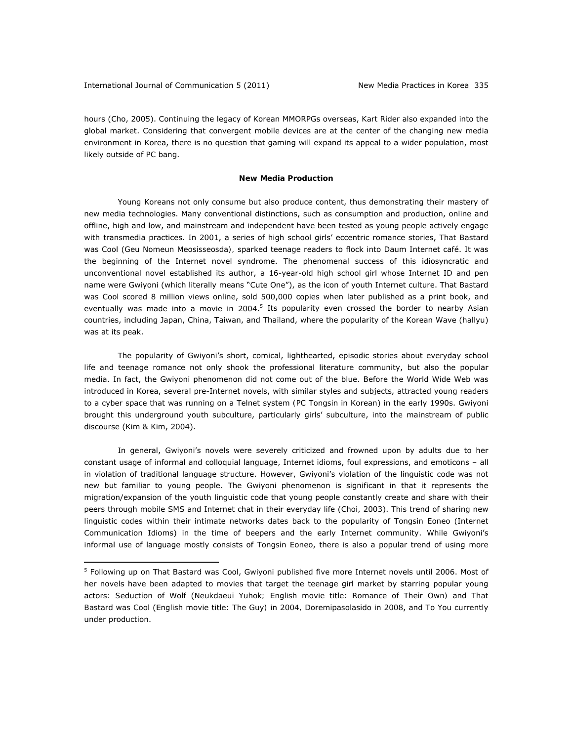hours (Cho, 2005). Continuing the legacy of Korean MMORPGs overseas, Kart Rider also expanded into the global market. Considering that convergent mobile devices are at the center of the changing new media environment in Korea, there is no question that gaming will expand its appeal to a wider population, most likely outside of PC bang.

## New Media Production

Young Koreans not only consume but also produce content, thus demonstrating their mastery of new media technologies. Many conventional distinctions, such as consumption and production, online and offline, high and low, and mainstream and independent have been tested as young people actively engage with transmedia practices. In 2001, a series of high school girls' eccentric romance stories, *That Bastard was Cool* (*Geu Nomeun Meosisseosda*), sparked teenage readers to flock into Daum Internet café. It was the beginning of the Internet novel syndrome. The phenomenal success of this idiosyncratic and unconventional novel established its author, a 16-year-old high school girl whose Internet ID and pen name were Gwiyoni (which literally means "Cute One"), as the icon of youth Internet culture. *That Bastard was Cool* scored 8 million views online, sold 500,000 copies when later published as a print book, and eventually was made into a movie in 2004.[5] Its popularity even crossed the border to nearby Asian countries, including Japan, China, Taiwan, and Thailand, where the popularity of the Korean Wave (hallyu) was at its peak.

The popularity of Gwiyoni's short, comical, lighthearted, episodic stories about everyday school life and teenage romance not only shook the professional literature community, but also the popular media. In fact, the Gwiyoni phenomenon did not come out of the blue. Before the World Wide Web was introduced in Korea, several pre-Internet novels, with similar styles and subjects, attracted young readers to a cyber space that was running on a Telnet system (PC Tongsin in Korean) in the early 1990s. Gwiyoni brought this underground youth subculture, particularly girls' subculture, into the mainstream of public discourse (Kim & Kim, 2004).

In general, Gwiyoni's novels were severely criticized and frowned upon by adults due to her constant usage of informal and colloquial language, Internet idioms, foul expressions, and emoticons – all in violation of traditional language structure. However, Gwiyoni's violation of the linguistic code was not new but familiar to young people. The Gwiyoni phenomenon is significant in that it represents the migration/expansion of the youth linguistic code that young people constantly create and share with their peers through mobile SMS and Internet chat in their everyday life (Choi, 2003). This trend of sharing new linguistic codes within their intimate networks dates back to the popularity of Tongsin Eoneo (Internet Communication Idioms) in the time of beepers and the early Internet community. While Gwiyoni's informal use of language mostly consists of Tongsin Eoneo, there is also a popular trend of using more

---

[5] Following up on *That Bastard was Cool*, Gwiyoni published five more Internet novels until 2006. Most of her novels have been adapted to movies that target the teenage girl market by starring popular young actors: *Seduction of Wolf* (*Neukdaeui Yuhok*; English movie title: *Romance of Their Own*) and *That Bastard was Cool* (English movie title: *The Guy*) in 2004, *Doremipasolasido* in 2008, and *To You* currently under production.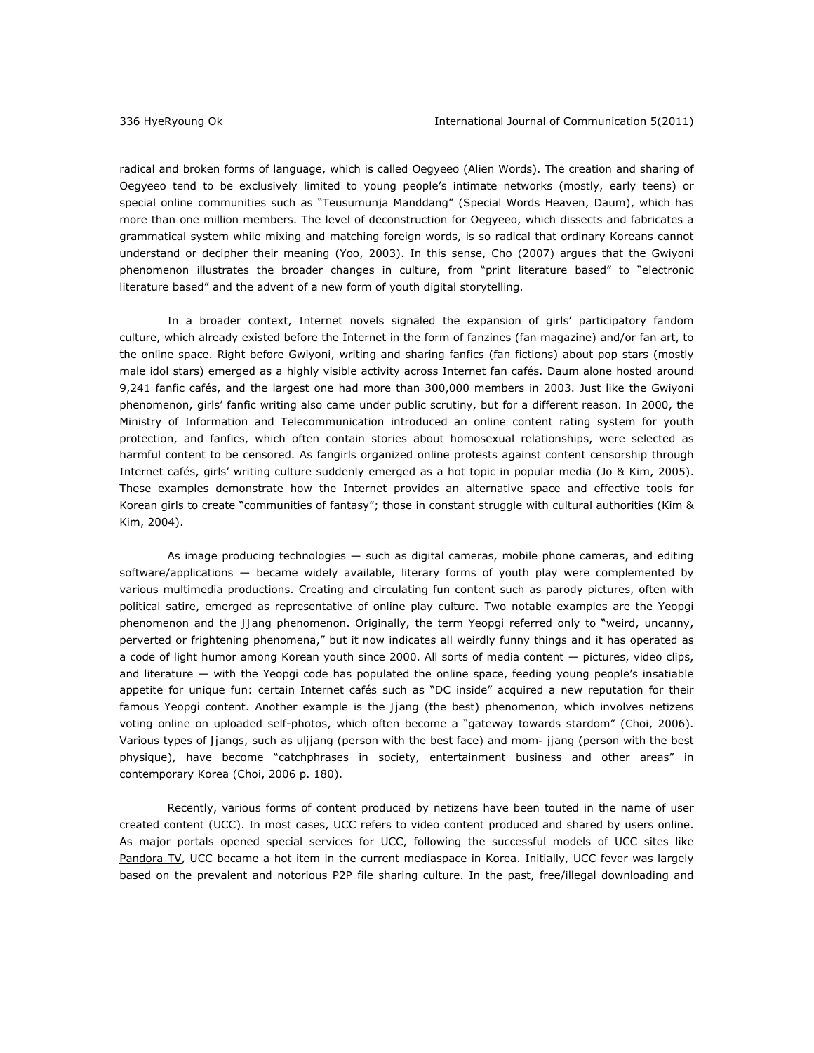radical and broken forms of language, which is called Oegyeeo (Alien Words). The creation and sharing of Oegyeeo tend to be exclusively limited to young people's intimate networks (mostly, early teens) or special online communities such as "Teusumunja Manddang" (Special Words Heaven, Daum), which has more than one million members. The level of deconstruction for Oegyeeo, which dissects and fabricates a grammatical system while mixing and matching foreign words, is so radical that ordinary Koreans cannot understand or decipher their meaning (Yoo, 2003). In this sense, Cho (2007) argues that the Gwiyoni phenomenon illustrates the broader changes in culture, from "print literature based" to "electronic literature based" and the advent of a new form of youth digital storytelling.

In a broader context, Internet novels signaled the expansion of girls' participatory fandom culture, which already existed before the Internet in the form of fanzines (fan magazine) and/or fan art, to the online space. Right before Gwiyoni, writing and sharing fanfics (fan fictions) about pop stars (mostly male idol stars) emerged as a highly visible activity across Internet fan cafés. Daum alone hosted around 9,241 fanfic cafés, and the largest one had more than 300,000 members in 2003. Just like the Gwiyoni phenomenon, girls' fanfic writing also came under public scrutiny, but for a different reason. In 2000, the Ministry of Information and Telecommunication introduced an online content rating system for youth protection, and fanfics, which often contain stories about homosexual relationships, were selected as harmful content to be censored. As fangirls organized online protests against content censorship through Internet cafés, girls' writing culture suddenly emerged as a hot topic in popular media (Jo & Kim, 2005). These examples demonstrate how the Internet provides an alternative space and effective tools for Korean girls to create "communities of fantasy"; those in constant struggle with cultural authorities (Kim & Kim, 2004).

As image producing technologies — such as digital cameras, mobile phone cameras, and editing software/applications — became widely available, literary forms of youth play were complemented by various multimedia productions. Creating and circulating fun content such as parody pictures, often with political satire, emerged as representative of online play culture. Two notable examples are the Yeopgi phenomenon and the JJang phenomenon. Originally, the term Yeopgi referred only to "weird, uncanny, perverted or frightening phenomena," but it now indicates all weirdly funny things and it has operated as a code of light humor among Korean youth since 2000. All sorts of media content — pictures, video clips, and literature — with the Yeopgi code has populated the online space, feeding young people's insatiable appetite for unique fun: certain Internet cafés such as "DC inside" acquired a new reputation for their famous Yeopgi content. Another example is the Jjang (the best) phenomenon, which involves netizens voting online on uploaded self-photos, which often become a "gateway towards stardom" (Choi, 2006). Various types of Jjangs, such as uljjang (person with the best face) and mom- jjang (person with the best physique), have become "catchphrases in society, entertainment business and other areas" in contemporary Korea (Choi, 2006 p. 180).

Recently, various forms of content produced by netizens have been touted in the name of user created content (UCC). In most cases, UCC refers to video content produced and shared by users online. As major portals opened special services for UCC, following the successful models of UCC sites like Pandora TV, UCC became a hot item in the current mediaspace in Korea. Initially, UCC fever was largely based on the prevalent and notorious P2P file sharing culture. In the past, free/illegal downloading and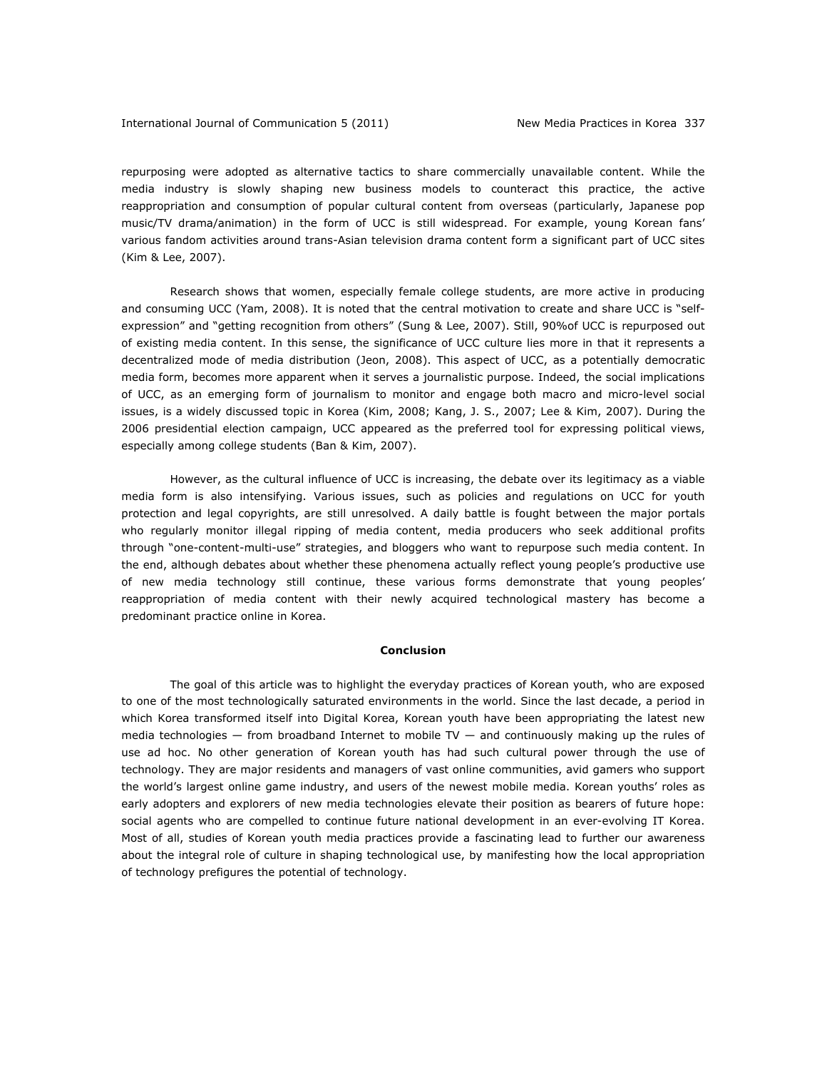repurposing were adopted as alternative tactics to share commercially unavailable content. While the media industry is slowly shaping new business models to counteract this practice, the active reappropriation and consumption of popular cultural content from overseas (particularly, Japanese pop music/TV drama/animation) in the form of UCC is still widespread. For example, young Korean fans' various fandom activities around trans-Asian television drama content form a significant part of UCC sites (Kim & Lee, 2007).

Research shows that women, especially female college students, are more active in producing and consuming UCC (Yam, 2008). It is noted that the central motivation to create and share UCC is "self-expression" and "getting recognition from others" (Sung & Lee, 2007). Still, 90%of UCC is repurposed out of existing media content. In this sense, the significance of UCC culture lies more in that it represents a decentralized mode of media distribution (Jeon, 2008). This aspect of UCC, as a potentially democratic media form, becomes more apparent when it serves a journalistic purpose. Indeed, the social implications of UCC, as an emerging form of journalism to monitor and engage both macro and micro-level social issues, is a widely discussed topic in Korea (Kim, 2008; Kang, J. S., 2007; Lee & Kim, 2007). During the 2006 presidential election campaign, UCC appeared as the preferred tool for expressing political views, especially among college students (Ban & Kim, 2007).

However, as the cultural influence of UCC is increasing, the debate over its legitimacy as a viable media form is also intensifying. Various issues, such as policies and regulations on UCC for youth protection and legal copyrights, are still unresolved. A daily battle is fought between the major portals who regularly monitor illegal ripping of media content, media producers who seek additional profits through "one-content-multi-use" strategies, and bloggers who want to repurpose such media content. In the end, although debates about whether these phenomena actually reflect young people's productive use of new media technology still continue, these various forms demonstrate that young peoples' reappropriation of media content with their newly acquired technological mastery has become a predominant practice online in Korea.

## Conclusion

The goal of this article was to highlight the everyday practices of Korean youth, who are exposed to one of the most technologically saturated environments in the world. Since the last decade, a period in which Korea transformed itself into Digital Korea, Korean youth have been appropriating the latest new media technologies — from broadband Internet to mobile TV — and continuously making up the rules of use ad hoc. No other generation of Korean youth has had such cultural power through the use of technology. They are major residents and managers of vast online communities, avid gamers who support the world's largest online game industry, and users of the newest mobile media. Korean youths' roles as early adopters and explorers of new media technologies elevate their position as bearers of future hope: social agents who are compelled to continue future national development in an ever-evolving IT Korea. Most of all, studies of Korean youth media practices provide a fascinating lead to further our awareness about the integral role of culture in shaping technological use, by manifesting how the local appropriation of technology prefigures the potential of technology.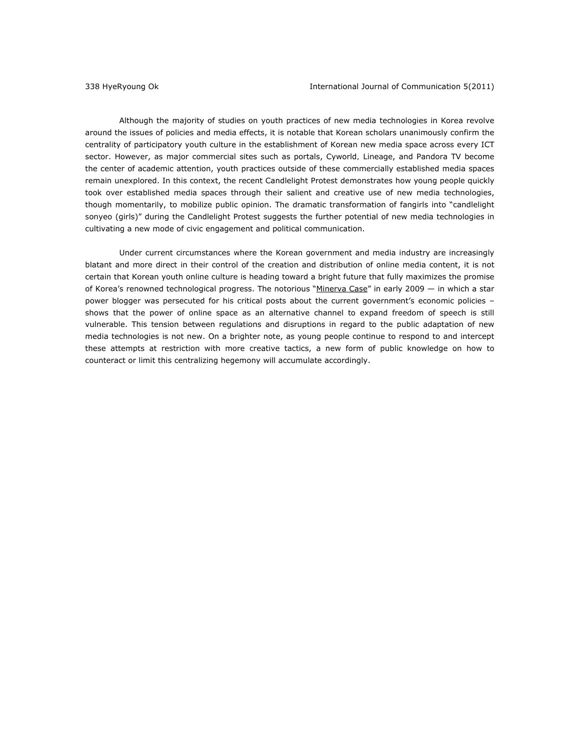Although the majority of studies on youth practices of new media technologies in Korea revolve around the issues of policies and media effects, it is notable that Korean scholars unanimously confirm the centrality of participatory youth culture in the establishment of Korean new media space across every ICT sector. However, as major commercial sites such as portals, Cyworld, Lineage, and Pandora TV become the center of academic attention, youth practices outside of these commercially established media spaces remain unexplored. In this context, the recent Candlelight Protest demonstrates how young people quickly took over established media spaces through their salient and creative use of new media technologies, though momentarily, to mobilize public opinion. The dramatic transformation of fangirls into "candlelight sonyeo (girls)" during the Candlelight Protest suggests the further potential of new media technologies in cultivating a new mode of civic engagement and political communication.

Under current circumstances where the Korean government and media industry are increasingly blatant and more direct in their control of the creation and distribution of online media content, it is not certain that Korean youth online culture is heading toward a bright future that fully maximizes the promise of Korea's renowned technological progress. The notorious "Minerva Case" in early 2009 — in which a star power blogger was persecuted for his critical posts about the current government's economic policies – shows that the power of online space as an alternative channel to expand freedom of speech is still vulnerable. This tension between regulations and disruptions in regard to the public adaptation of new media technologies is not new. On a brighter note, as young people continue to respond to and intercept these attempts at restriction with more creative tactics, a new form of public knowledge on how to counteract or limit this centralizing hegemony will accumulate accordingly.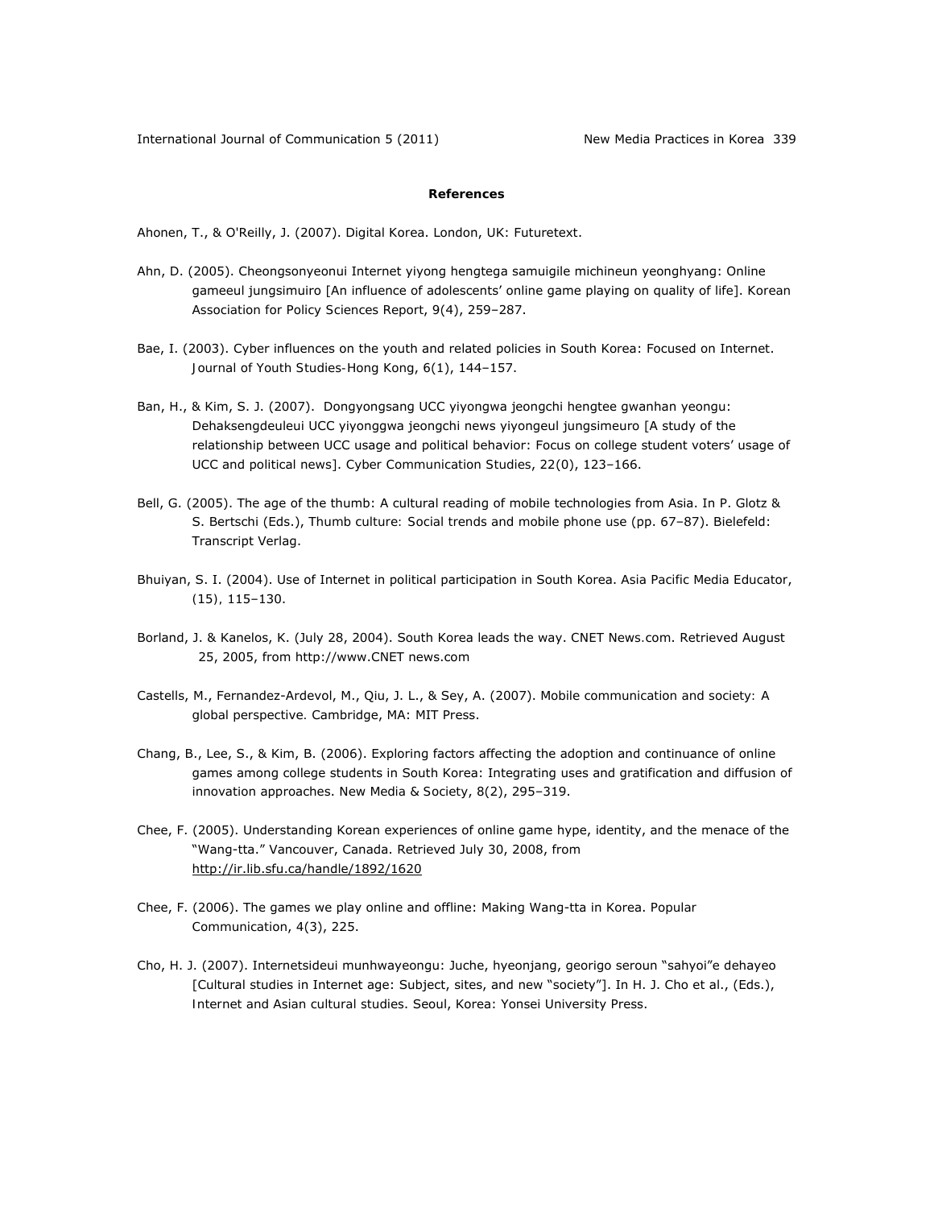## References

Ahonen, T., & O'Reilly, J. (2007). *Digital Korea*. London, UK: Futuretext.

Ahn, D. (2005). Cheongsonyeonui Internet yiyong hengtega samuigile michineun yeonghyang: Online gameeul jungsimuiro [An influence of adolescents' online game playing on quality of life]. *Korean Association for Policy Sciences Report, 9*(4), 259–287.

Bae, I. (2003). Cyber influences on the youth and related policies in South Korea: Focused on Internet. *Journal of Youth Studies-Hong Kong, 6*(1), 144–157.

Ban, H., & Kim, S. J. (2007). Dongyongsang UCC yiyongwa jeongchi hengtee gwanhan yeongu: Dehaksengdeuleui UCC yiyonggwa jeongchi news yiyongeul jungsimeuro [A study of the relationship between UCC usage and political behavior: Focus on college student voters' usage of UCC and political news]. *Cyber Communication Studies, 22*(0), 123–166.

Bell, G. (2005). The age of the thumb: A cultural reading of mobile technologies from Asia. In P. Glotz & S. Bertschi (Eds.), *Thumb culture: Social trends and mobile phone use* (pp. 67–87). Bielefeld: Transcript Verlag.

Bhuiyan, S. I. (2004). Use of Internet in political participation in South Korea. *Asia Pacific Media Educator*, (15), 115–130.

Borland, J. & Kanelos, K. (July 28, 2004). South Korea leads the way. *CNET News.com*. Retrieved August 25, 2005, from http://www.CNET news.com

Castells, M., Fernandez-Ardevol, M., Qiu, J. L., & Sey, A. (2007). *Mobile communication and society: A global perspective*. Cambridge, MA: MIT Press.

Chang, B., Lee, S., & Kim, B. (2006). Exploring factors affecting the adoption and continuance of online games among college students in South Korea: Integrating uses and gratification and diffusion of innovation approaches. *New Media & Society, 8*(2), 295–319.

Chee, F. (2005). Understanding Korean experiences of online game hype, identity, and the menace of the "Wang-tta." Vancouver, Canada. Retrieved July 30, 2008, from http://ir.lib.sfu.ca/handle/1892/1620

Chee, F. (2006). The games we play online and offline: Making Wang-tta in Korea. *Popular Communication, 4*(3), 225.

Cho, H. J. (2007). Internetsideui munhwayeongu: Juche, hyeonjang, georigo seroun "sahyoi"e dehayeo [Cultural studies in Internet age: Subject, sites, and new "society"]. In H. J. Cho et al., (Eds.), *Internet and Asian cultural studies*. Seoul, Korea: Yonsei University Press.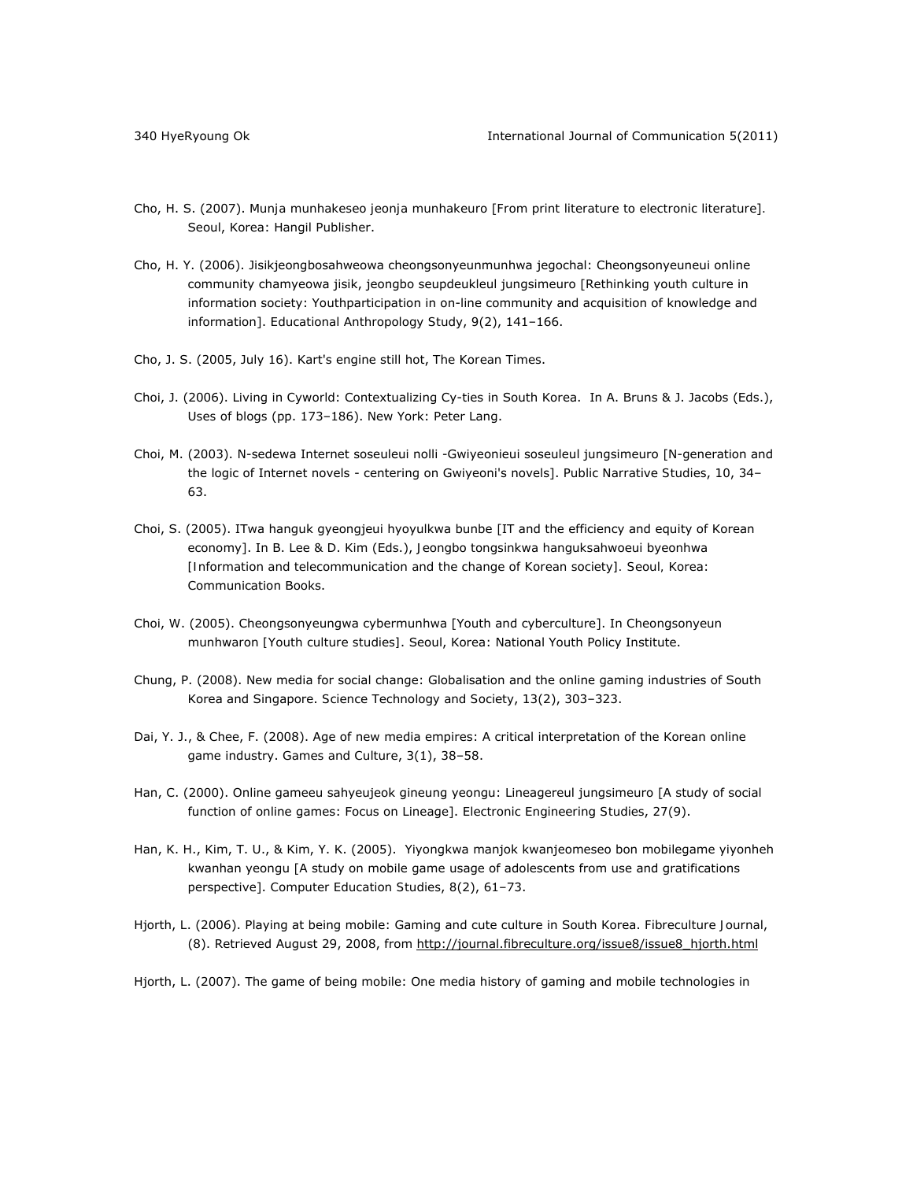Cho, H. S. (2007). Munja munhakeseo jeonja munhakeuro [From print literature to electronic literature]. Seoul, Korea: Hangil Publisher.

Cho, H. Y. (2006). Jisikjeongbosahweowa cheongsonyeunmunhwa jegochal: Cheongsonyeuneui online community chamyeowa jisik, jeongbo seupdeukleul jungsimeuro [Rethinking youth culture in information society: Youthparticipation in on-line community and acquisition of knowledge and information]. Educational Anthropology Study, 9(2), 141–166.

Cho, J. S. (2005, July 16). Kart's engine still hot, The Korean Times.

Choi, J. (2006). Living in Cyworld: Contextualizing Cy-ties in South Korea. In A. Bruns & J. Jacobs (Eds.), Uses of blogs (pp. 173–186). New York: Peter Lang.

Choi, M. (2003). N-sedewa Internet soseuleui nolli -Gwiyeonieui soseuleul jungsimeuro [N-generation and the logic of Internet novels - centering on Gwiyeoni's novels]. Public Narrative Studies, 10, 34–63.

Choi, S. (2005). ITwa hanguk gyeongjeui hyoyulkwa bunbe [IT and the efficiency and equity of Korean economy]. In B. Lee & D. Kim (Eds.), Jeongbo tongsinkwa hanguksahwoeui byeonhwa [Information and telecommunication and the change of Korean society]. Seoul, Korea: Communication Books.

Choi, W. (2005). Cheongsonyeungwa cybermunhwa [Youth and cyberculture]. In Cheongsonyeun munhwaron [Youth culture studies]. Seoul, Korea: National Youth Policy Institute.

Chung, P. (2008). New media for social change: Globalisation and the online gaming industries of South Korea and Singapore. Science Technology and Society, 13(2), 303–323.

Dai, Y. J., & Chee, F. (2008). Age of new media empires: A critical interpretation of the Korean online game industry. Games and Culture, 3(1), 38–58.

Han, C. (2000). Online gameeu sahyeujeok gineung yeongu: Lineagereul jungsimeuro [A study of social function of online games: Focus on Lineage]. Electronic Engineering Studies, 27(9).

Han, K. H., Kim, T. U., & Kim, Y. K. (2005). Yiyongkwa manjok kwanjeomeseo bon mobilegame yiyonheh kwanhan yeongu [A study on mobile game usage of adolescents from use and gratifications perspective]. Computer Education Studies, 8(2), 61–73.

Hjorth, L. (2006). Playing at being mobile: Gaming and cute culture in South Korea. Fibreculture Journal, (8). Retrieved August 29, 2008, from http://journal.fibreculture.org/issue8/issue8_hjorth.html

Hjorth, L. (2007). The game of being mobile: One media history of gaming and mobile technologies in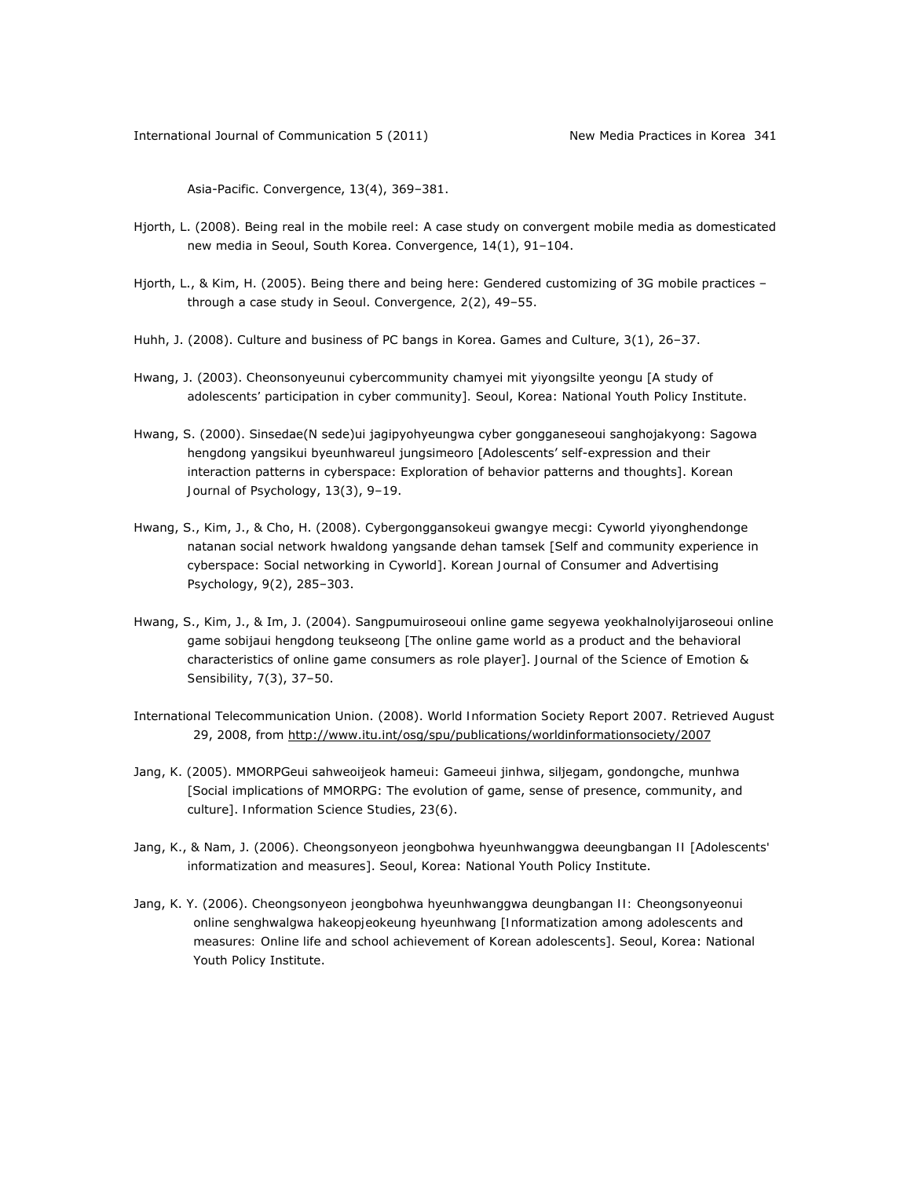Asia-Pacific. Convergence, 13(4), 369–381.

Hjorth, L. (2008). Being real in the mobile reel: A case study on convergent mobile media as domesticated new media in Seoul, South Korea. Convergence, 14(1), 91–104.

Hjorth, L., & Kim, H. (2005). Being there and being here: Gendered customizing of 3G mobile practices – through a case study in Seoul. Convergence, 2(2), 49–55.

Huhh, J. (2008). Culture and business of PC bangs in Korea. Games and Culture, 3(1), 26–37.

Hwang, J. (2003). Cheonsonyeunui cybercommunity chamyei mit yiyongsilte yeongu [A study of adolescents' participation in cyber community]. Seoul, Korea: National Youth Policy Institute.

Hwang, S. (2000). Sinsedae(N sede)ui jagipyohyeungwa cyber gongganeseoui sanghojakyong: Sagowa hengdong yangsikui byeunhwareul jungsimeoro [Adolescents' self-expression and their interaction patterns in cyberspace: Exploration of behavior patterns and thoughts]. Korean Journal of Psychology, 13(3), 9–19.

Hwang, S., Kim, J., & Cho, H. (2008). Cybergongganssokeui gwangye mecgi: Cyworld yiyonghendonge natanan social network hwaldong yangsande dehan tamsek [Self and community experience in cyberspace: Social networking in Cyworld]. Korean Journal of Consumer and Advertising Psychology, 9(2), 285–303.

Hwang, S., Kim, J., & Im, J. (2004). Sangpumuiroseoui online game segyewa yeokhalnolyijaroseoui online game sobijaui hengdong teukseong [The online game world as a product and the behavioral characteristics of online game consumers as role player]. Journal of the Science of Emotion & Sensibility, 7(3), 37–50.

International Telecommunication Union. (2008). World Information Society Report 2007. Retrieved August 29, 2008, from http://www.itu.int/osg/spu/publications/worldinformationsociety/2007

Jang, K. (2005). MMORPGeui sahweoijeok hameui: Gameeui jinhwa, siljegam, gondongche, munhwa [Social implications of MMORPG: The evolution of game, sense of presence, community, and culture]. Information Science Studies, 23(6).

Jang, K., & Nam, J. (2006). Cheongsonyeon jeongbohwa hyeunhwanggwa deeungbangan II [Adolescents' informatization and measures]. Seoul, Korea: National Youth Policy Institute.

Jang, K. Y. (2006). Cheongsonyeon jeongbohwa hyeunhwanggwa deungbangan II: Cheongsonyeonui online senghwalgwa hakeopjeokeung hyeunhwang [Informatization among adolescents and measures: Online life and school achievement of Korean adolescents]. Seoul, Korea: National Youth Policy Institute.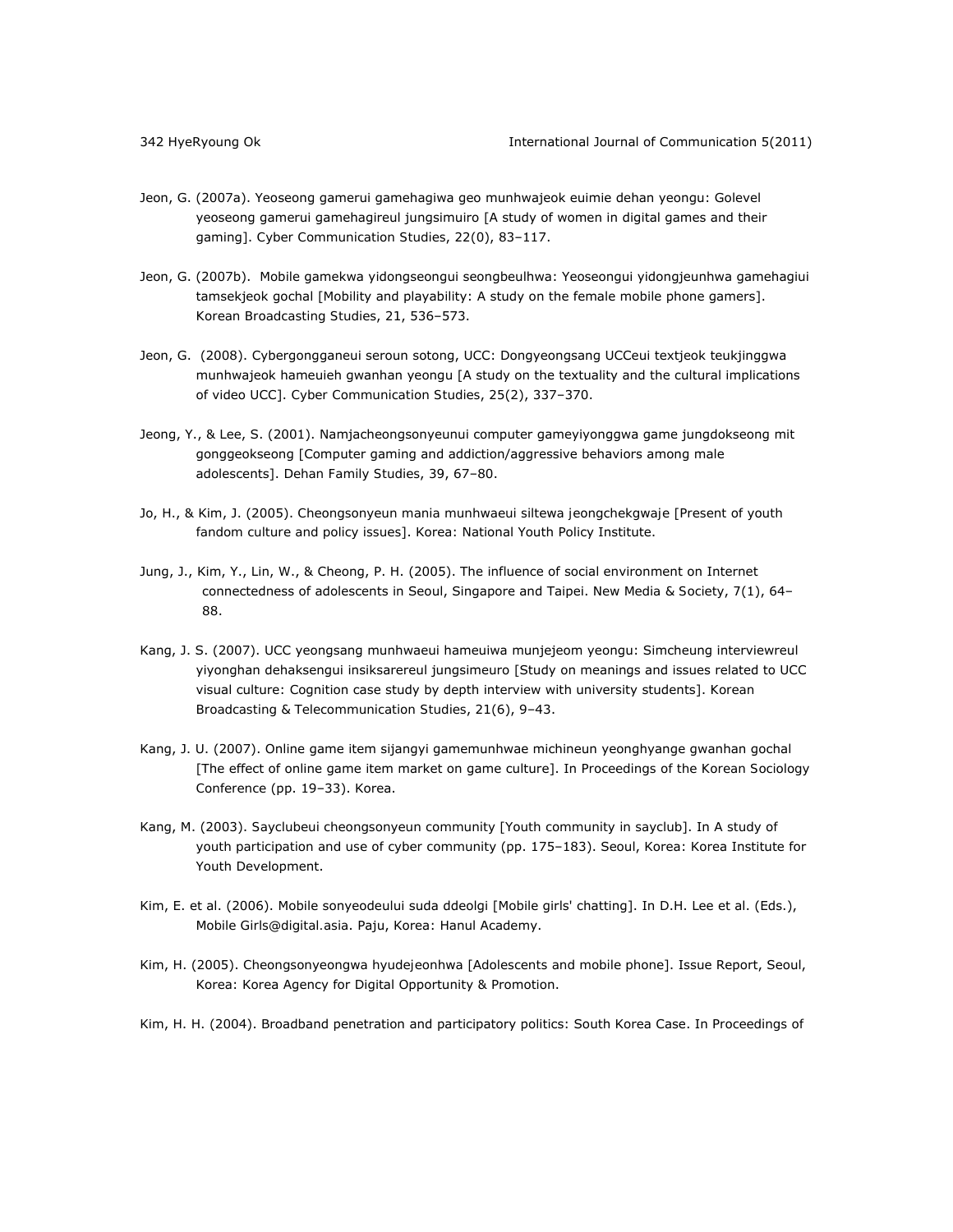Jeon, G. (2007a). Yeoseong gamerui gamehagiwa geo munhwajeok euimie dehan yeongu: Golevel yeoseong gamerui gamehagireul jungsimuiro [A study of women in digital games and their gaming]. Cyber Communication Studies, 22(0), 83–117.

Jeon, G. (2007b). Mobile gamekwa yidongseongui seongbeulhwa: Yeoseongui yidongjeunhwa gamehagiui tamsekjeok gochal [Mobility and playability: A study on the female mobile phone gamers]. Korean Broadcasting Studies, 21, 536–573.

Jeon, G. (2008). Cybergongganeui seroun sotong, UCC: Dongyeongsang UCCeui textjeok teukjinggwa munhwajeok hameuieh gwanhan yeongu [A study on the textuality and the cultural implications of video UCC]. Cyber Communication Studies, 25(2), 337–370.

Jeong, Y., & Lee, S. (2001). Namjacheongsonyeunui computer gameyiyonggwa game jungdokseong mit gonggeokseong [Computer gaming and addiction/aggressive behaviors among male adolescents]. Dehan Family Studies, 39, 67–80.

Jo, H., & Kim, J. (2005). Cheongsonyeun mania munhwaeui siltewa jeongchekgwaje [Present of youth fandom culture and policy issues]. Korea: National Youth Policy Institute.

Jung, J., Kim, Y., Lin, W., & Cheong, P. H. (2005). The influence of social environment on Internet connectedness of adolescents in Seoul, Singapore and Taipei. New Media & Society, 7(1), 64–88.

Kang, J. S. (2007). UCC yeongsang munhwaeui hameuiwa munjejeom yeongu: Simcheung interviewreul yiyonghan dehaksengui insiksarereul jungsimeuro [Study on meanings and issues related to UCC visual culture: Cognition case study by depth interview with university students]. Korean Broadcasting & Telecommunication Studies, 21(6), 9–43.

Kang, J. U. (2007). Online game item sijangyi gamemunhwae michineun yeonghyange gwanhan gochal [The effect of online game item market on game culture]. In Proceedings of the Korean Sociology Conference (pp. 19–33). Korea.

Kang, M. (2003). Sayclubeui cheongsonyeun community [Youth community in sayclub]. In A study of youth participation and use of cyber community (pp. 175–183). Seoul, Korea: Korea Institute for Youth Development.

Kim, E. et al. (2006). Mobile sonyeodeului suda ddeolgi [Mobile girls' chatting]. In D.H. Lee et al. (Eds.), Mobile Girls@digital.asia. Paju, Korea: Hanul Academy.

Kim, H. (2005). Cheongsonyeongwa hyudejeonhwa [Adolescents and mobile phone]. Issue Report, Seoul, Korea: Korea Agency for Digital Opportunity & Promotion.

Kim, H. H. (2004). Broadband penetration and participatory politics: South Korea Case. In Proceedings of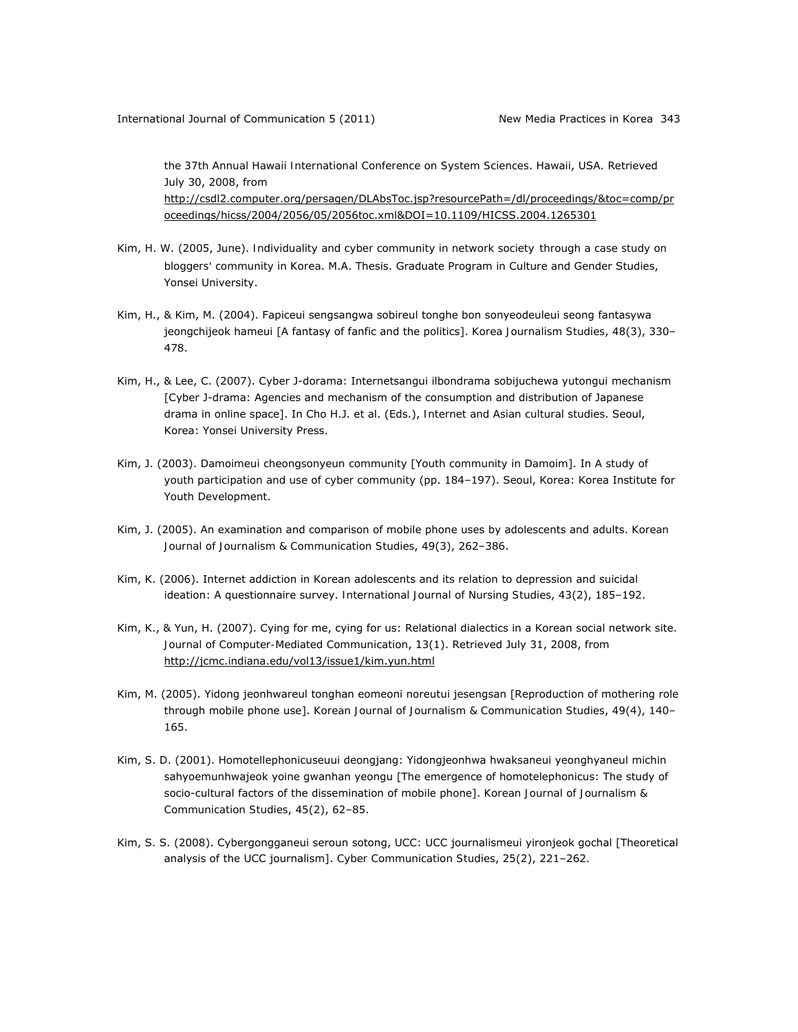the 37th Annual Hawaii International Conference on System Sciences. Hawaii, USA. Retrieved July 30, 2008, from http://csdl2.computer.org/persagen/DLAbsToc.jsp?resourcePath=/dl/proceedings/&toc=comp/proceedings/hicss/2004/2056/05/2056toc.xml&DOI=10.1109/HICSS.2004.1265301

Kim, H. W. (2005, June). Individuality and cyber community in network society through a case study on bloggers' community in Korea. M.A. Thesis. Graduate Program in Culture and Gender Studies, Yonsei University.

Kim, H., & Kim, M. (2004). Fapiceui sengsangwa sobireul tonghe bon sonyeodeuleui seong fantasywa jeongchijeok hameui [A fantasy of fanfic and the politics]. *Korea Journalism Studies, 48*(3), 330–478.

Kim, H., & Lee, C. (2007). Cyber J-dorama: Internetsangui ilbondrama sobijuchewa yutongui mechanism [Cyber J-drama: Agencies and mechanism of the consumption and distribution of Japanese drama in online space]. In Cho H.J. et al. (Eds.), *Internet and Asian cultural studies*. Seoul, Korea: Yonsei University Press.

Kim, J. (2003). Damoimeui cheongsonyeun community [Youth community in Damoim]. In *A study of youth participation and use of cyber community* (pp. 184–197). Seoul, Korea: Korea Institute for Youth Development.

Kim, J. (2005). An examination and comparison of mobile phone uses by adolescents and adults. *Korean Journal of Journalism & Communication Studies, 49*(3), 262–386.

Kim, K. (2006). Internet addiction in Korean adolescents and its relation to depression and suicidal ideation: A questionnaire survey. *International Journal of Nursing Studies, 43*(2), 185–192.

Kim, K., & Yun, H. (2007). Cying for me, cying for us: Relational dialectics in a Korean social network site. *Journal of Computer-Mediated Communication, 13*(1). Retrieved July 31, 2008, from http://jcmc.indiana.edu/vol13/issue1/kim.yun.html

Kim, M. (2005). Yidong jeonhwareul tonghan eomeoni noreutui jesengsan [Reproduction of mothering role through mobile phone use]. *Korean Journal of Journalism & Communication Studies, 49*(4), 140–165.

Kim, S. D. (2001). Homotellephonicuseuui deongjang: Yidongjeonhwa hwaksaneui yeonghyaneul michin sahyoemunhwajeok yoine gwanhan yeongu [The emergence of homotelephonicus: The study of socio-cultural factors of the dissemination of mobile phone]. *Korean Journal of Journalism & Communication Studies, 45*(2), 62–85.

Kim, S. S. (2008). Cybergongganeui seroun sotong, UCC: UCC journalismeui yironjeok gochal [Theoretical analysis of the UCC journalism]. *Cyber Communication Studies, 25*(2), 221–262.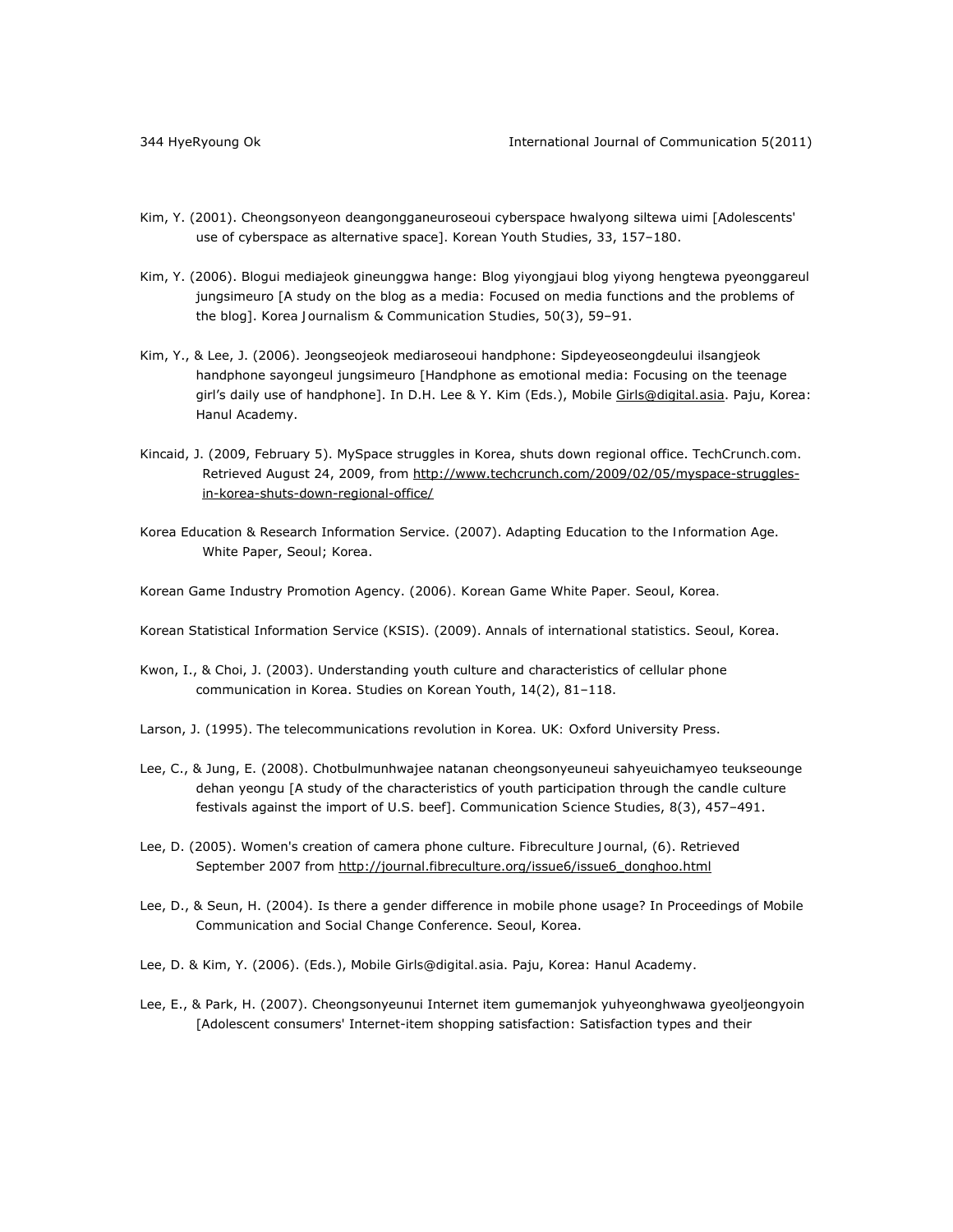Kim, Y. (2001). Cheongsonyeon deangongganeuroseoui cyberspace hwalyong siltewa uimi [Adolescents' use of cyberspace as alternative space]. Korean Youth Studies, 33, 157–180.

Kim, Y. (2006). Blogui mediajeok gineunggwa hange: Blog yiyongjaui blog yiyong hengtewa pyeonggareul jungsimeuro [A study on the blog as a media: Focused on media functions and the problems of the blog]. Korea Journalism & Communication Studies, 50(3), 59–91.

Kim, Y., & Lee, J. (2006). Jeongseojeok mediaroseoui handphone: Sipdeyeoseongdeului ilsangjeok handphone sayongeul jungsimeuro [Handphone as emotional media: Focusing on the teenage girl's daily use of handphone]. In D.H. Lee & Y. Kim (Eds.), Mobile Girls@digital.asia. Paju, Korea: Hanul Academy.

Kincaid, J. (2009, February 5). MySpace struggles in Korea, shuts down regional office. TechCrunch.com. Retrieved August 24, 2009, from http://www.techcrunch.com/2009/02/05/myspace-struggles-in-korea-shuts-down-regional-office/

Korea Education & Research Information Service. (2007). Adapting Education to the Information Age. White Paper, Seoul; Korea.

Korean Game Industry Promotion Agency. (2006). Korean Game White Paper. Seoul, Korea.

Korean Statistical Information Service (KSIS). (2009). Annals of international statistics. Seoul, Korea.

Kwon, I., & Choi, J. (2003). Understanding youth culture and characteristics of cellular phone communication in Korea. Studies on Korean Youth, 14(2), 81–118.

Larson, J. (1995). The telecommunications revolution in Korea. UK: Oxford University Press.

Lee, C., & Jung, E. (2008). Chotbulmunhwajee natanan cheongsonyeuneui sahyeuichamyeo teukseounge dehan yeongu [A study of the characteristics of youth participation through the candle culture festivals against the import of U.S. beef]. Communication Science Studies, 8(3), 457–491.

Lee, D. (2005). Women's creation of camera phone culture. Fibreculture Journal, (6). Retrieved September 2007 from http://journal.fibreculture.org/issue6/issue6_donghoo.html

Lee, D., & Seun, H. (2004). Is there a gender difference in mobile phone usage? In Proceedings of Mobile Communication and Social Change Conference. Seoul, Korea.

Lee, D. & Kim, Y. (2006). (Eds.), Mobile Girls@digital.asia. Paju, Korea: Hanul Academy.

Lee, E., & Park, H. (2007). Cheongsonyeunui Internet item gumemanjok yuhyeonghwawa gyeoljeongyoin [Adolescent consumers' Internet-item shopping satisfaction: Satisfaction types and their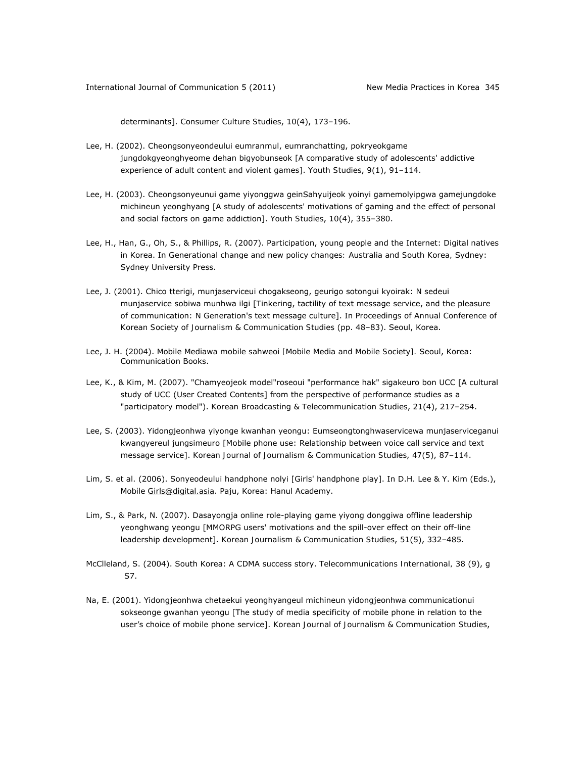determinants]. Consumer Culture Studies, 10(4), 173–196.

Lee, H. (2002). Cheongsonyeondeului eumranmul, eumranchatting, pokryeokgame jungdokgyeonghyeome dehan bigyobunseok [A comparative study of adolescents' addictive experience of adult content and violent games]. *Youth Studies, 9*(1), 91–114.

Lee, H. (2003). Cheongsonyeunui game yiyonggwa geinSahyuijeok yoinyi gamemolyipgwa gamejungdoke michineun yeonghyang [A study of adolescents' motivations of gaming and the effect of personal and social factors on game addiction]. *Youth Studies, 10*(4), 355–380.

Lee, H., Han, G., Oh, S., & Phillips, R. (2007). Participation, young people and the Internet: Digital natives in Korea. In *Generational change and new policy changes: Australia and South Korea*, Sydney: Sydney University Press.

Lee, J. (2001). Chico tterigi, munjaserviceui chogakseong, geurigo sotongui kyoirak: N sedeui munjaservice sobiwa munhwa ilgi [Tinkering, tactility of text message service, and the pleasure of communication: N Generation's text message culture]. In *Proceedings of Annual Conference of Korean Society of Journalism & Communication Studies* (pp. 48–83). Seoul, Korea.

Lee, J. H. (2004). *Mobile Mediawa mobile sahweoi [Mobile Media and Mobile Society]*. Seoul, Korea: Communication Books.

Lee, K., & Kim, M. (2007). "Chamyeojeok model"roseoui "performance hak" sigakeuro bon UCC [A cultural study of UCC (User Created Contents] from the perspective of performance studies as a "participatory model"). *Korean Broadcasting & Telecommunication Studies, 21*(4), 217–254.

Lee, S. (2003). Yidongjeonhwa yiyonge kwanhan yeongu: Eumseongtonghwaservicewa munjaserviceganui kwangyereul jungsimeuro [Mobile phone use: Relationship between voice call service and text message service]. *Korean Journal of Journalism & Communication Studies, 47*(5), 87–114.

Lim, S. et al. (2006). Sonyeodeului handphone nolyi [Girls' handphone play]. In D.H. Lee & Y. Kim (Eds.), *Mobile Girls@digital.asia*. Paju, Korea: Hanul Academy.

Lim, S., & Park, N. (2007). Dasayongja online role-playing game yiyong donggiwa offline leadership yeonghwang yeongu [MMORPG users' motivations and the spill-over effect on their off-line leadership development]. *Korean Journalism & Communication Studies, 51*(5), 332–485.

McClleland, S. (2004). South Korea: A CDMA success story. *Telecommunications International, 38* (9), g S7.

Na, E. (2001). Yidongjeonhwa chetaekui yeonghyangeul michineun yidongjeonhwa communicationui sokseonge gwanhan yeongu [The study of media specificity of mobile phone in relation to the user's choice of mobile phone service]. *Korean Journal of Journalism & Communication Studies,*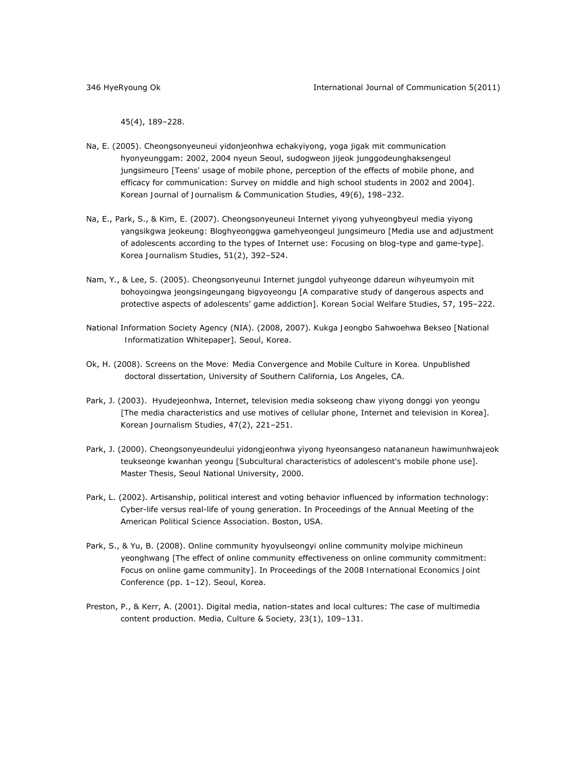45(4), 189–228.

Na, E. (2005). Cheongsonyeuneui yidonjeonhwa echakyiyong, yoga jigak mit communication hyonyeunggam: 2002, 2004 nyeun Seoul, sudogweon jijeok junggodeunghaksengeul jungsimeuro [Teens' usage of mobile phone, perception of the effects of mobile phone, and efficacy for communication: Survey on middle and high school students in 2002 and 2004]. *Korean Journal of Journalism & Communication Studies, 49*(6), 198–232.

Na, E., Park, S., & Kim, E. (2007). Cheongsonyeuneui Internet yiyong yuhyeongbyeul media yiyong yangsikgwa jeokeung: Bloghyeonggwa gamehyeongeul jungsimeuro [Media use and adjustment of adolescents according to the types of Internet use: Focusing on blog-type and game-type]. *Korea Journalism Studies, 51*(2), 392–524.

Nam, Y., & Lee, S. (2005). Cheongsonyeunui Internet jungdol yuhyeonge ddareun wihyeumyoin mit bohoyoingwa jeongsingeungang bigyoyeongu [A comparative study of dangerous aspects and protective aspects of adolescents' game addiction]. *Korean Social Welfare Studies, 57*, 195–222.

National Information Society Agency (NIA). (2008, 2007). *Kukga Jeongbo Sahwoehwa Bekseo* [National Informatization Whitepaper]. Seoul, Korea.

Ok, H. (2008). *Screens on the Move: Media Convergence and Mobile Culture in Korea*. Unpublished doctoral dissertation, University of Southern California, Los Angeles, CA.

Park, J. (2003). Hyudejeonhwa, Internet, television media sokseong chaw yiyong donggi yon yeongu [The media characteristics and use motives of cellular phone, Internet and television in Korea]. *Korean Journalism Studies, 47*(2), 221–251.

Park, J. (2000). *Cheongsonyeundeului yidongjeonhwa yiyong hyeonsangeso natananeun hawimunhwajeok teukseonge kwanhan yeongu* [Subcultural characteristics of adolescent's mobile phone use]. Master Thesis, Seoul National University, 2000.

Park, L. (2002). Artisanship, political interest and voting behavior influenced by information technology: Cyber-life versus real-life of young generation. In *Proceedings of the Annual Meeting of the American Political Science Association*. Boston, USA.

Park, S., & Yu, B. (2008). Online community hyoyulseongyi online community molyipe michineun yeonghwang [The effect of online community effectiveness on online community commitment: Focus on online game community]. In *Proceedings of the 2008 International Economics Joint Conference* (pp. 1–12). Seoul, Korea.

Preston, P., & Kerr, A. (2001). Digital media, nation-states and local cultures: The case of multimedia content production. *Media, Culture & Society, 23*(1), 109–131.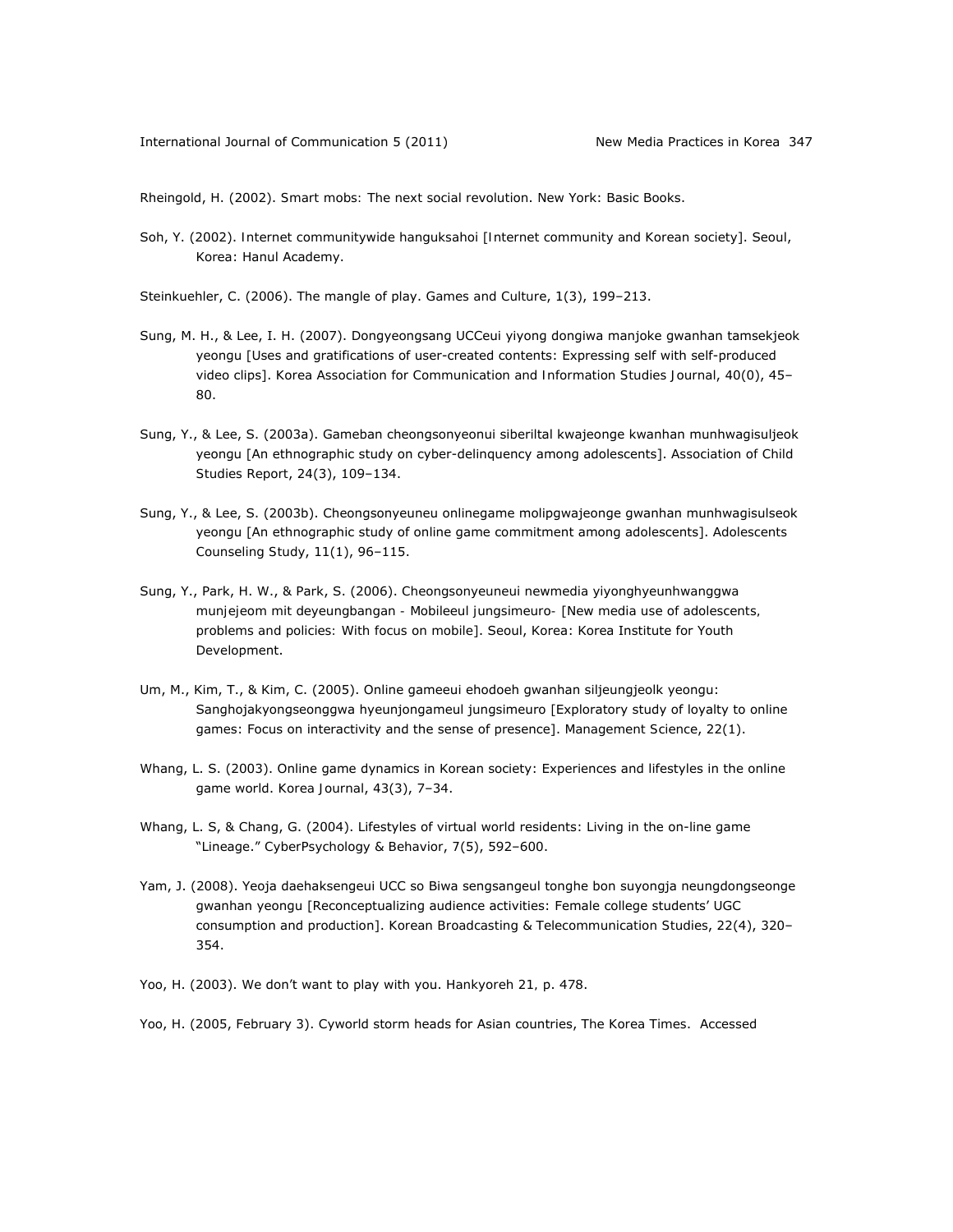Rheingold, H. (2002). Smart mobs: The next social revolution. New York: Basic Books.

Soh, Y. (2002). Internet communitywide hanguksahoi [Internet community and Korean society]. Seoul, Korea: Hanul Academy.

Steinkuehler, C. (2006). The mangle of play. Games and Culture, 1(3), 199–213.

Sung, M. H., & Lee, I. H. (2007). Dongyeongsang UCCeui yiyong dongiwa manjoke gwanhan tamsekjeok yeongu [Uses and gratifications of user-created contents: Expressing self with self-produced video clips]. Korea Association for Communication and Information Studies Journal, 40(0), 45–80.

Sung, Y., & Lee, S. (2003a). Gameban cheongsonyeonui siberiltal kwajeonge kwanhan munhwagisuljeok yeongu [An ethnographic study on cyber-delinquency among adolescents]. Association of Child Studies Report, 24(3), 109–134.

Sung, Y., & Lee, S. (2003b). Cheongsonyeuneu onlinegame molipgwajeonge gwanhan munhwagisulseok yeongu [An ethnographic study of online game commitment among adolescents]. Adolescents Counseling Study, 11(1), 96–115.

Sung, Y., Park, H. W., & Park, S. (2006). Cheongsonyeuneui newmedia yiyonghyeunhwanggwa munjejeom mit deyeungbangan - Mobileeul jungsimeuro- [New media use of adolescents, problems and policies: With focus on mobile]. Seoul, Korea: Korea Institute for Youth Development.

Um, M., Kim, T., & Kim, C. (2005). Online gameeui ehodoeh gwanhan siljeungjeolk yeongu: Sanghojakyongseonggwa hyeunjongameul jungsimeuro [Exploratory study of loyalty to online games: Focus on interactivity and the sense of presence]. Management Science, 22(1).

Whang, L. S. (2003). Online game dynamics in Korean society: Experiences and lifestyles in the online game world. Korea Journal, 43(3), 7–34.

Whang, L. S, & Chang, G. (2004). Lifestyles of virtual world residents: Living in the on-line game "Lineage." CyberPsychology & Behavior, 7(5), 592–600.

Yam, J. (2008). Yeoja daehaksengeui UCC so Biwa sengsangeul tonghe bon suyongja neungdongseonge gwanhan yeongu [Reconceptualizing audience activities: Female college students' UGC consumption and production]. Korean Broadcasting & Telecommunication Studies, 22(4), 320–354.

Yoo, H. (2003). We don't want to play with you. Hankyoreh 21, p. 478.

Yoo, H. (2005, February 3). Cyworld storm heads for Asian countries, The Korea Times. Accessed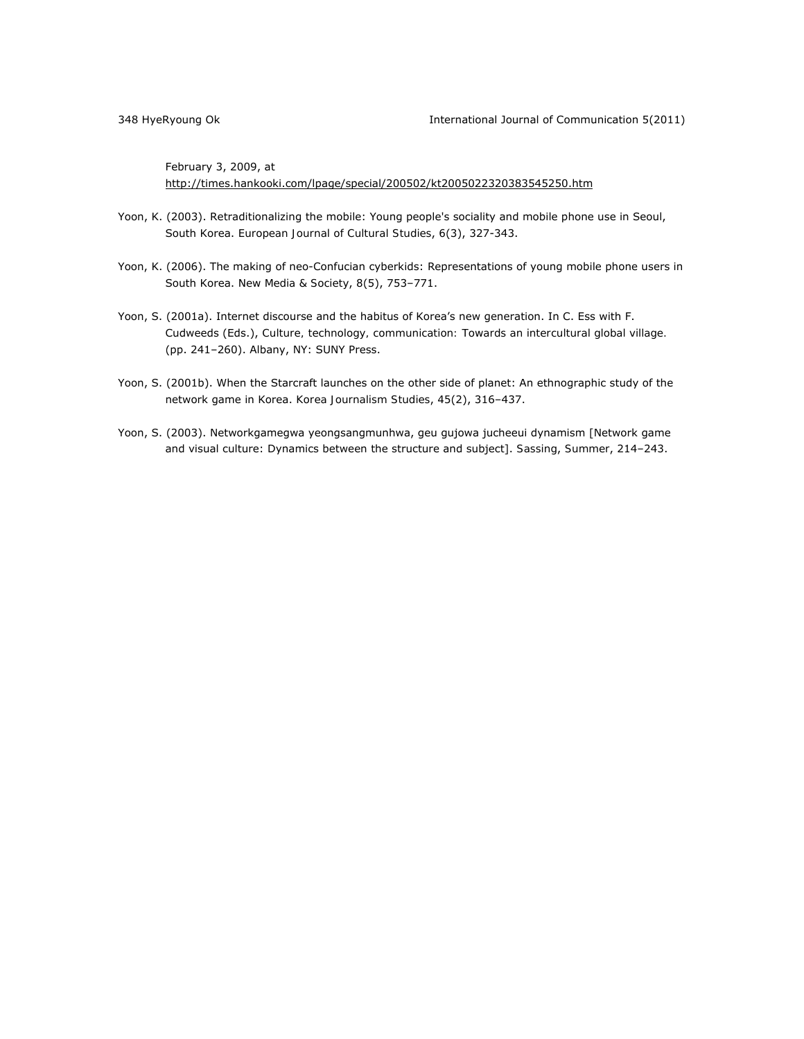February 3, 2009, at http://times.hankooki.com/lpage/special/200502/kt2005022320383545250.htm

Yoon, K. (2003). Retraditionalizing the mobile: Young people's sociality and mobile phone use in Seoul, South Korea. *European Journal of Cultural Studies, 6*(3), 327-343.

Yoon, K. (2006). The making of neo-Confucian cyberkids: Representations of young mobile phone users in South Korea. *New Media & Society, 8*(5), 753–771.

Yoon, S. (2001a). Internet discourse and the habitus of Korea's new generation. In C. Ess with F. Cudweeds (Eds.), *Culture, technology, communication: Towards an intercultural global village.* (pp. 241–260). Albany, NY: SUNY Press.

Yoon, S. (2001b). When the Starcraft launches on the other side of planet: An ethnographic study of the network game in Korea. *Korea Journalism Studies, 45*(2), 316–437.

Yoon, S. (2003). Networkgamegwa yeongsangmunhwa, geu gujowa jucheeui dynamism [Network game and visual culture: Dynamics between the structure and subject]. *Sassing*, Summer, 214–243.